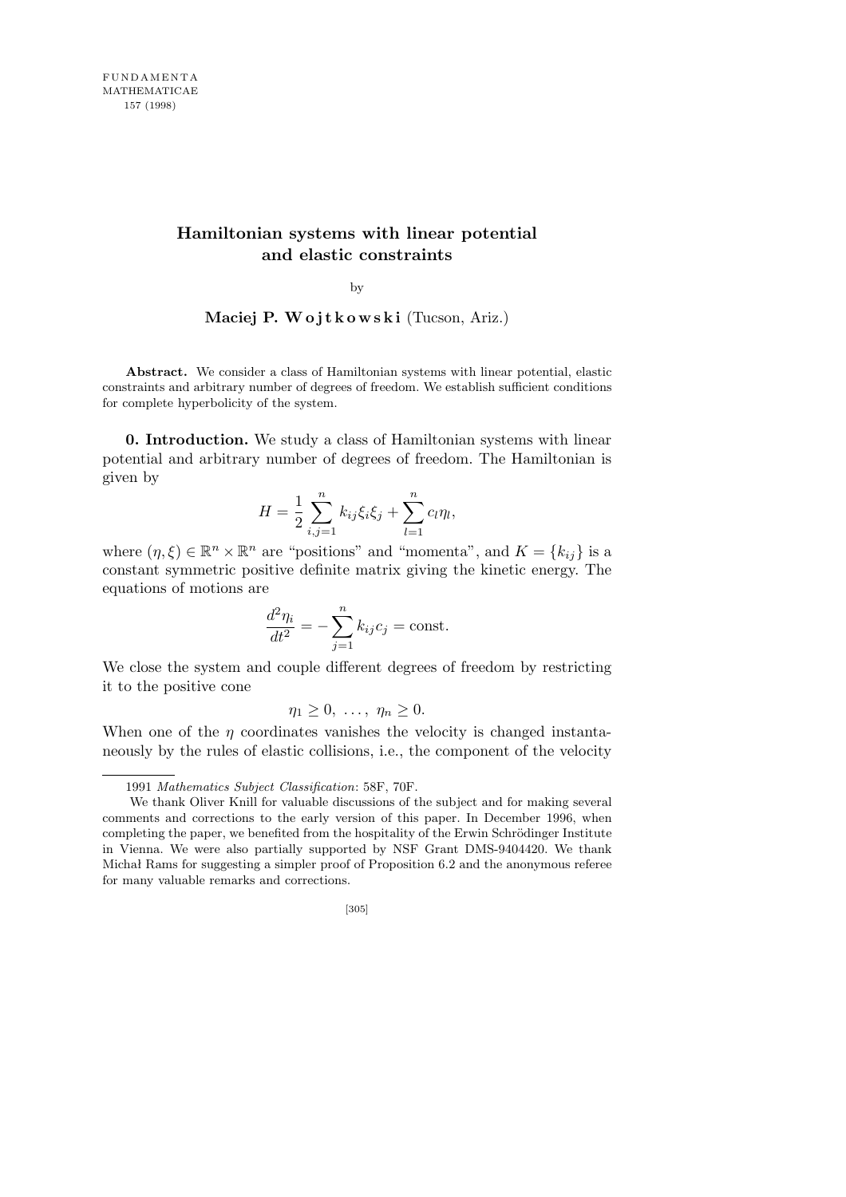# Hamiltonian systems with linear potential and elastic constraints

by

**Maciej P. Wojtkowski** (Tucson, Ariz.)

**Abstract.** We consider a class of Hamiltonian systems with linear potential, elastic constraints and arbitrary number of degrees of freedom. We establish sufficient conditions for complete hyperbolicity of the system.

**0. Introduction.** We study a class of Hamiltonian systems with linear potential and arbitrary number of degrees of freedom. The Hamiltonian is given by

$$H = \frac{1}{2}\sum_{i,j=1}^{n} k_{ij}\xi_i\xi_j + \sum_{l=1}^{n} c_l\eta_l,$$

where $(\eta,\xi) \in \mathbb{R}^n \times \mathbb{R}^n$ are "positions" and "momenta", and $K = \{k_{ij}\}$ is a constant symmetric positive definite matrix giving the kinetic energy. The equations of motions are

$$\frac{d^2\eta_i}{dt^2} = -\sum_{j=1}^{n} k_{ij}c_j = \text{const}.$$

We close the system and couple different degrees of freedom by restricting it to the positive cone

$$\eta_1 \geq 0, \ \ldots, \ \eta_n \geq 0.$$

When one of the $\eta$ coordinates vanishes the velocity is changed instantaneously by the rules of elastic collisions, i.e., the component of the velocity

---

1991 *Mathematics Subject Classification*: 58F, 70F.

We thank Oliver Knill for valuable discussions of the subject and for making several comments and corrections to the early version of this paper. In December 1996, when completing the paper, we benefited from the hospitality of the Erwin Schrödinger Institute in Vienna. We were also partially supported by NSF Grant DMS-9404420. We thank Michał Rams for suggesting a simpler proof of Proposition 6.2 and the anonymous referee for many valuable remarks and corrections.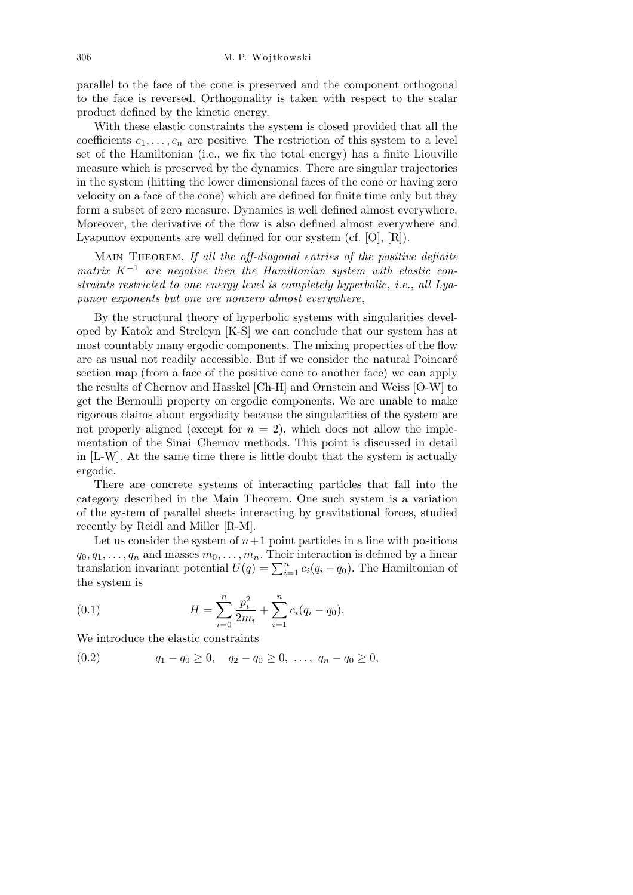parallel to the face of the cone is preserved and the component orthogonal to the face is reversed. Orthogonality is taken with respect to the scalar product defined by the kinetic energy.

With these elastic constraints the system is closed provided that all the coefficients $c_1, \ldots, c_n$ are positive. The restriction of this system to a level set of the Hamiltonian (i.e., we fix the total energy) has a finite Liouville measure which is preserved by the dynamics. There are singular trajectories in the system (hitting the lower dimensional faces of the cone or having zero velocity on a face of the cone) which are defined for finite time only but they form a subset of zero measure. Dynamics is well defined almost everywhere. Moreover, the derivative of the flow is also defined almost everywhere and Lyapunov exponents are well defined for our system (cf. [O], [R]).

Main Theorem. *If all the off-diagonal entries of the positive definite matrix $K^{-1}$ are negative then the Hamiltonian system with elastic constraints restricted to one energy level is completely hyperbolic*, *i.e.*, *all Lyapunov exponents but one are nonzero almost everywhere*,

By the structural theory of hyperbolic systems with singularities developed by Katok and Strelcyn [K-S] we can conclude that our system has at most countably many ergodic components. The mixing properties of the flow are as usual not readily accessible. But if we consider the natural Poincaré section map (from a face of the positive cone to another face) we can apply the results of Chernov and Hasskel [Ch-H] and Ornstein and Weiss [O-W] to get the Bernoulli property on ergodic components. We are unable to make rigorous claims about ergodicity because the singularities of the system are not properly aligned (except for $n = 2$), which does not allow the implementation of the Sinai–Chernov methods. This point is discussed in detail in [L-W]. At the same time there is little doubt that the system is actually ergodic.

There are concrete systems of interacting particles that fall into the category described in the Main Theorem. One such system is a variation of the system of parallel sheets interacting by gravitational forces, studied recently by Reidl and Miller [R-M].

Let us consider the system of $n+1$ point particles in a line with positions $q_0, q_1, \ldots, q_n$ and masses $m_0, \ldots, m_n$. Their interaction is defined by a linear translation invariant potential $U(q) = \sum_{i=1}^{n} c_i(q_i - q_0)$. The Hamiltonian of the system is

$$H = \sum_{i=0}^{n} \frac{p_i^2}{2m_i} + \sum_{i=1}^{n} c_i(q_i - q_0). \tag{0.1}$$

We introduce the elastic constraints

$$q_1 - q_0 \geq 0, \quad q_2 - q_0 \geq 0, \ \ldots, \ q_n - q_0 \geq 0, \tag{0.2}$$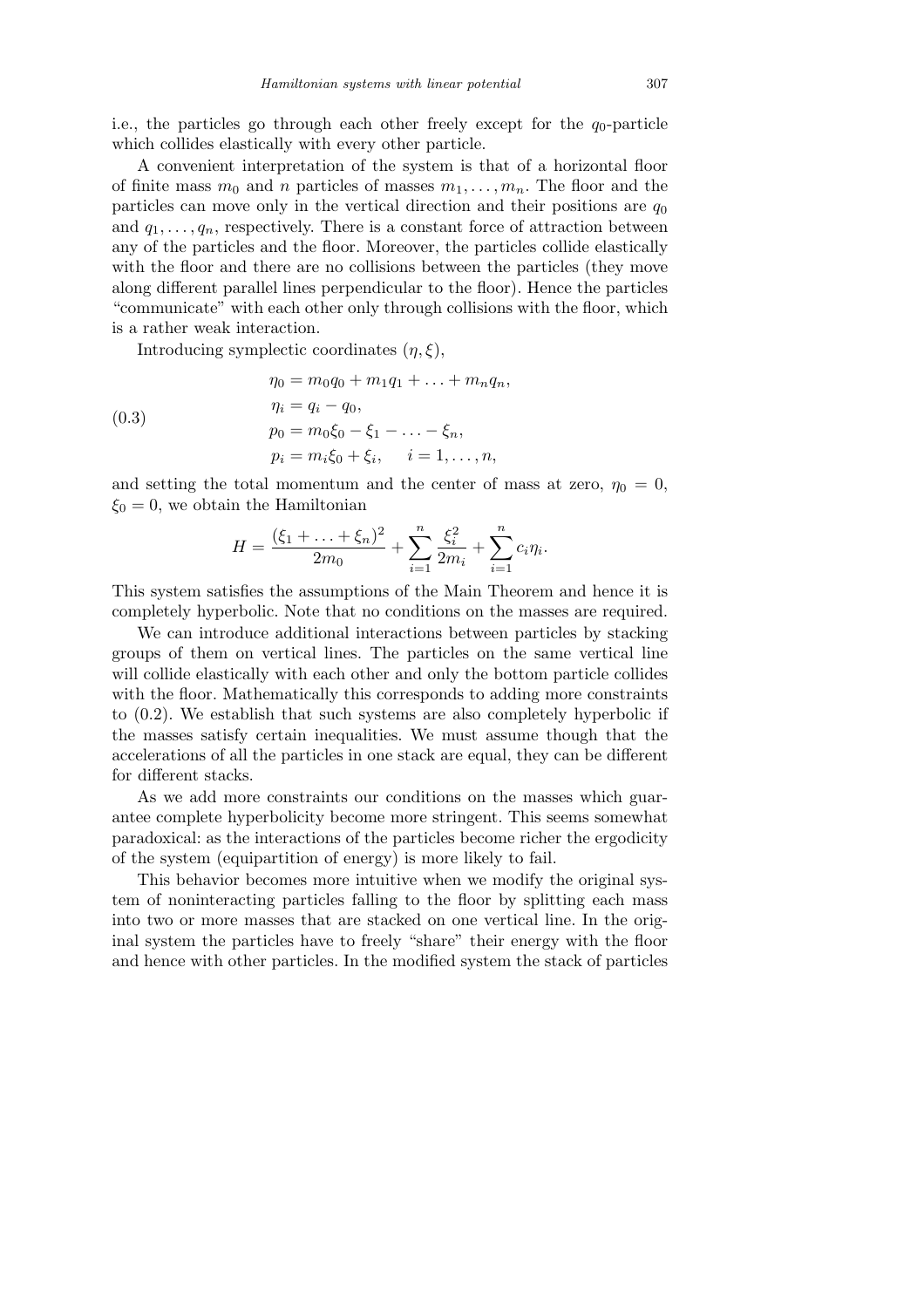i.e., the particles go through each other freely except for the $q_0$-particle which collides elastically with every other particle.

A convenient interpretation of the system is that of a horizontal floor of finite mass $m_0$ and $n$ particles of masses $m_1, \ldots, m_n$. The floor and the particles can move only in the vertical direction and their positions are $q_0$ and $q_1, \ldots, q_n$, respectively. There is a constant force of attraction between any of the particles and the floor. Moreover, the particles collide elastically with the floor and there are no collisions between the particles (they move along different parallel lines perpendicular to the floor). Hence the particles "communicate" with each other only through collisions with the floor, which is a rather weak interaction.

Introducing symplectic coordinates $(\eta, \xi)$,

$$
\begin{aligned}
\eta_0 &= m_0 q_0 + m_1 q_1 + \ldots + m_n q_n, \\
\eta_i &= q_i - q_0, \\
p_0 &= m_0 \xi_0 - \xi_1 - \ldots - \xi_n, \\
p_i &= m_i \xi_0 + \xi_i, \qquad i = 1, \ldots, n,
\end{aligned}
\tag{0.3}
$$

and setting the total momentum and the center of mass at zero, $\eta_0 = 0$, $\xi_0 = 0$, we obtain the Hamiltonian

$$
H = \frac{(\xi_1 + \ldots + \xi_n)^2}{2m_0} + \sum_{i=1}^{n} \frac{\xi_i^2}{2m_i} + \sum_{i=1}^{n} c_i \eta_i.
$$

This system satisfies the assumptions of the Main Theorem and hence it is completely hyperbolic. Note that no conditions on the masses are required.

We can introduce additional interactions between particles by stacking groups of them on vertical lines. The particles on the same vertical line will collide elastically with each other and only the bottom particle collides with the floor. Mathematically this corresponds to adding more constraints to (0.2). We establish that such systems are also completely hyperbolic if the masses satisfy certain inequalities. We must assume though that the accelerations of all the particles in one stack are equal, they can be different for different stacks.

As we add more constraints our conditions on the masses which guarantee complete hyperbolicity become more stringent. This seems somewhat paradoxical: as the interactions of the particles become richer the ergodicity of the system (equipartition of energy) is more likely to fail.

This behavior becomes more intuitive when we modify the original system of noninteracting particles falling to the floor by splitting each mass into two or more masses that are stacked on one vertical line. In the original system the particles have to freely "share" their energy with the floor and hence with other particles. In the modified system the stack of particles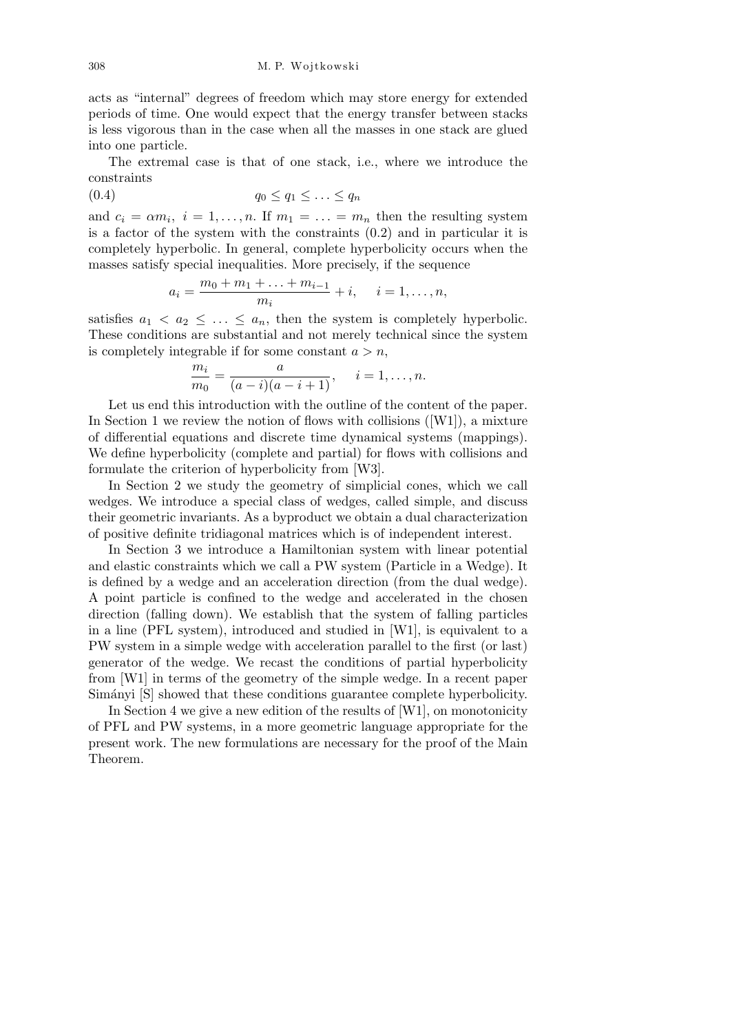acts as "internal" degrees of freedom which may store energy for extended periods of time. One would expect that the energy transfer between stacks is less vigorous than in the case when all the masses in one stack are glued into one particle.

The extremal case is that of one stack, i.e., where we introduce the constraints

$$q_0 \leq q_1 \leq \ldots \leq q_n \tag{0.4}$$

and $c_i = \alpha m_i$, $i = 1, \ldots, n$. If $m_1 = \ldots = m_n$ then the resulting system is a factor of the system with the constraints (0.2) and in particular it is completely hyperbolic. In general, complete hyperbolicity occurs when the masses satisfy special inequalities. More precisely, if the sequence

$$a_i = \frac{m_0 + m_1 + \ldots + m_{i-1}}{m_i} + i, \quad i = 1, \ldots, n,$$

satisfies $a_1 < a_2 \leq \ldots \leq a_n$, then the system is completely hyperbolic. These conditions are substantial and not merely technical since the system is completely integrable if for some constant $a > n$,

$$\frac{m_i}{m_0} = \frac{a}{(a-i)(a-i+1)}, \quad i = 1, \ldots, n.$$

Let us end this introduction with the outline of the content of the paper. In Section 1 we review the notion of flows with collisions ([W1]), a mixture of differential equations and discrete time dynamical systems (mappings). We define hyperbolicity (complete and partial) for flows with collisions and formulate the criterion of hyperbolicity from [W3].

In Section 2 we study the geometry of simplicial cones, which we call wedges. We introduce a special class of wedges, called simple, and discuss their geometric invariants. As a byproduct we obtain a dual characterization of positive definite tridiagonal matrices which is of independent interest.

In Section 3 we introduce a Hamiltonian system with linear potential and elastic constraints which we call a PW system (Particle in a Wedge). It is defined by a wedge and an acceleration direction (from the dual wedge). A point particle is confined to the wedge and accelerated in the chosen direction (falling down). We establish that the system of falling particles in a line (PFL system), introduced and studied in [W1], is equivalent to a PW system in a simple wedge with acceleration parallel to the first (or last) generator of the wedge. We recast the conditions of partial hyperbolicity from [W1] in terms of the geometry of the simple wedge. In a recent paper Simányi [S] showed that these conditions guarantee complete hyperbolicity.

In Section 4 we give a new edition of the results of [W1], on monotonicity of PFL and PW systems, in a more geometric language appropriate for the present work. The new formulations are necessary for the proof of the Main Theorem.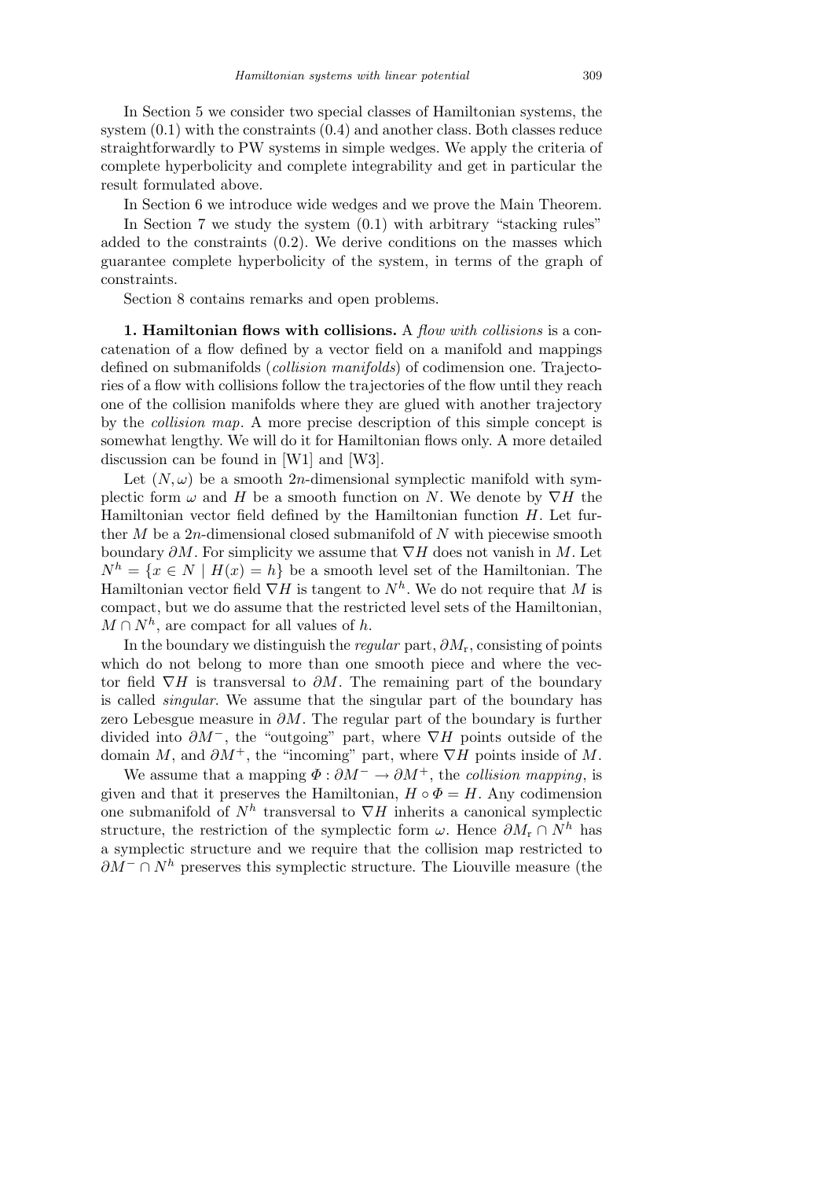In Section 5 we consider two special classes of Hamiltonian systems, the system (0.1) with the constraints (0.4) and another class. Both classes reduce straightforwardly to PW systems in simple wedges. We apply the criteria of complete hyperbolicity and complete integrability and get in particular the result formulated above.

In Section 6 we introduce wide wedges and we prove the Main Theorem.

In Section 7 we study the system (0.1) with arbitrary "stacking rules" added to the constraints (0.2). We derive conditions on the masses which guarantee complete hyperbolicity of the system, in terms of the graph of constraints.

Section 8 contains remarks and open problems.

**1. Hamiltonian flows with collisions.** A *flow with collisions* is a concatenation of a flow defined by a vector field on a manifold and mappings defined on submanifolds (*collision manifolds*) of codimension one. Trajectories of a flow with collisions follow the trajectories of the flow until they reach one of the collision manifolds where they are glued with another trajectory by the *collision map*. A more precise description of this simple concept is somewhat lengthy. We will do it for Hamiltonian flows only. A more detailed discussion can be found in [W1] and [W3].

Let $(N,\omega)$ be a smooth $2n$-dimensional symplectic manifold with symplectic form $\omega$ and $H$ be a smooth function on $N$. We denote by $\nabla H$ the Hamiltonian vector field defined by the Hamiltonian function $H$. Let further $M$ be a $2n$-dimensional closed submanifold of $N$ with piecewise smooth boundary $\partial M$. For simplicity we assume that $\nabla H$ does not vanish in $M$. Let $N^h = \{x \in N \mid H(x) = h\}$ be a smooth level set of the Hamiltonian. The Hamiltonian vector field $\nabla H$ is tangent to $N^h$. We do not require that $M$ is compact, but we do assume that the restricted level sets of the Hamiltonian, $M \cap N^h$, are compact for all values of $h$.

In the boundary we distinguish the *regular* part, $\partial M_{\mathrm{r}}$, consisting of points which do not belong to more than one smooth piece and where the vector field $\nabla H$ is transversal to $\partial M$. The remaining part of the boundary is called *singular*. We assume that the singular part of the boundary has zero Lebesgue measure in $\partial M$. The regular part of the boundary is further divided into $\partial M^-$, the "outgoing" part, where $\nabla H$ points outside of the domain $M$, and $\partial M^+$, the "incoming" part, where $\nabla H$ points inside of $M$.

We assume that a mapping $\Phi : \partial M^- \to \partial M^+$, the *collision mapping*, is given and that it preserves the Hamiltonian, $H \circ \Phi = H$. Any codimension one submanifold of $N^h$ transversal to $\nabla H$ inherits a canonical symplectic structure, the restriction of the symplectic form $\omega$. Hence $\partial M_{\mathrm{r}} \cap N^h$ has a symplectic structure and we require that the collision map restricted to $\partial M^- \cap N^h$ preserves this symplectic structure. The Liouville measure (the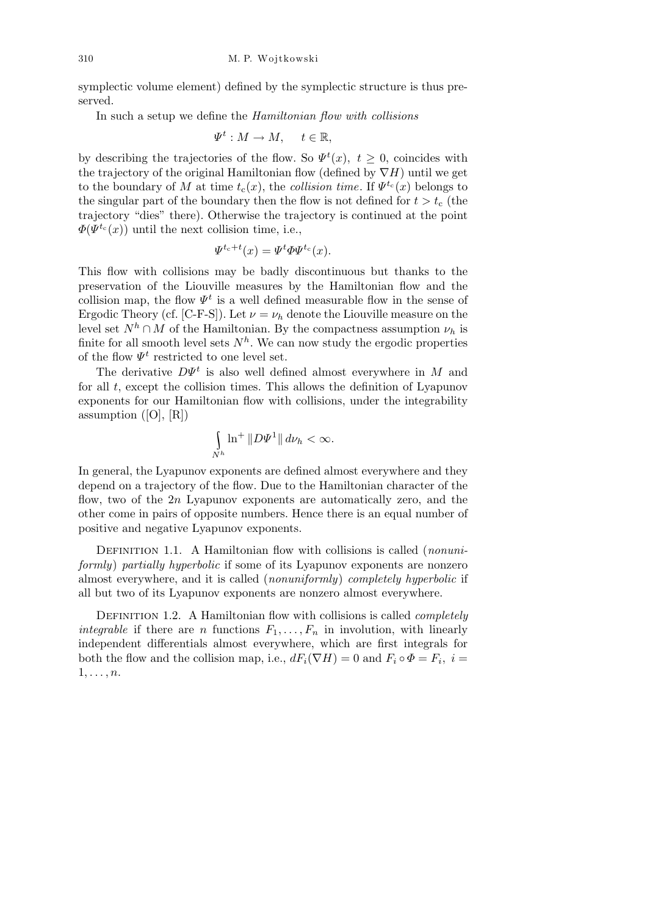symplectic volume element) defined by the symplectic structure is thus preserved.

In such a setup we define the *Hamiltonian flow with collisions*

$$\Psi^t : M \to M, \quad t \in \mathbb{R},$$

by describing the trajectories of the flow. So $\Psi^t(x)$, $t \geq 0$, coincides with the trajectory of the original Hamiltonian flow (defined by $\nabla H$) until we get to the boundary of $M$ at time $t_c(x)$, the *collision time*. If $\Psi^{t_c}(x)$ belongs to the singular part of the boundary then the flow is not defined for $t > t_c$ (the trajectory "dies" there). Otherwise the trajectory is continued at the point $\Phi(\Psi^{t_c}(x))$ until the next collision time, i.e.,

$$\Psi^{t_c+t}(x) = \Psi^t \Phi \Psi^{t_c}(x).$$

This flow with collisions may be badly discontinuous but thanks to the preservation of the Liouville measures by the Hamiltonian flow and the collision map, the flow $\Psi^t$ is a well defined measurable flow in the sense of Ergodic Theory (cf. [C-F-S]). Let $\nu = \nu_h$ denote the Liouville measure on the level set $N^h \cap M$ of the Hamiltonian. By the compactness assumption $\nu_h$ is finite for all smooth level sets $N^h$. We can now study the ergodic properties of the flow $\Psi^t$ restricted to one level set.

The derivative $D\Psi^t$ is also well defined almost everywhere in $M$ and for all $t$, except the collision times. This allows the definition of Lyapunov exponents for our Hamiltonian flow with collisions, under the integrability assumption ([O], [R])

$$\int_{N^h} \ln^+ \|D\Psi^1\| \, d\nu_h < \infty.$$

In general, the Lyapunov exponents are defined almost everywhere and they depend on a trajectory of the flow. Due to the Hamiltonian character of the flow, two of the $2n$ Lyapunov exponents are automatically zero, and the other come in pairs of opposite numbers. Hence there is an equal number of positive and negative Lyapunov exponents.

Definition 1.1. A Hamiltonian flow with collisions is called (*nonuniformly*) *partially hyperbolic* if some of its Lyapunov exponents are nonzero almost everywhere, and it is called (*nonuniformly*) *completely hyperbolic* if all but two of its Lyapunov exponents are nonzero almost everywhere.

Definition 1.2. A Hamiltonian flow with collisions is called *completely integrable* if there are $n$ functions $F_1, \ldots, F_n$ in involution, with linearly independent differentials almost everywhere, which are first integrals for both the flow and the collision map, i.e., $dF_i(\nabla H) = 0$ and $F_i \circ \Phi = F_i$, $i = 1, \ldots, n$.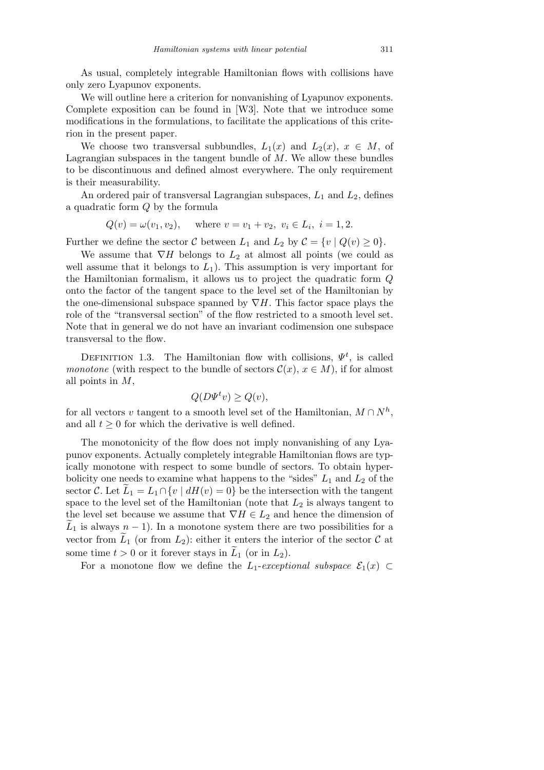As usual, completely integrable Hamiltonian flows with collisions have only zero Lyapunov exponents.

We will outline here a criterion for nonvanishing of Lyapunov exponents. Complete exposition can be found in [W3]. Note that we introduce some modifications in the formulations, to facilitate the applications of this criterion in the present paper.

We choose two transversal subbundles, $L_1(x)$ and $L_2(x)$, $x \in M$, of Lagrangian subspaces in the tangent bundle of $M$. We allow these bundles to be discontinuous and defined almost everywhere. The only requirement is their measurability.

An ordered pair of transversal Lagrangian subspaces, $L_1$ and $L_2$, defines a quadratic form $Q$ by the formula

$$Q(v) = \omega(v_1, v_2), \qquad \text{where } v = v_1 + v_2,\ v_i \in L_i,\ i = 1, 2.$$

Further we define the sector $\mathcal{C}$ between $L_1$ and $L_2$ by $\mathcal{C} = \{v \mid Q(v) \geq 0\}$.

We assume that $\nabla H$ belongs to $L_2$ at almost all points (we could as well assume that it belongs to $L_1$). This assumption is very important for the Hamiltonian formalism, it allows us to project the quadratic form $Q$ onto the factor of the tangent space to the level set of the Hamiltonian by the one-dimensional subspace spanned by $\nabla H$. This factor space plays the role of the "transversal section" of the flow restricted to a smooth level set. Note that in general we do not have an invariant codimension one subspace transversal to the flow.

Definition 1.3. The Hamiltonian flow with collisions, $\Psi^t$, is called *monotone* (with respect to the bundle of sectors $\mathcal{C}(x)$, $x \in M$), if for almost all points in $M$,

$$Q(D\Psi^t v) \geq Q(v),$$

for all vectors $v$ tangent to a smooth level set of the Hamiltonian, $M \cap N^h$, and all $t \geq 0$ for which the derivative is well defined.

The monotonicity of the flow does not imply nonvanishing of any Lyapunov exponents. Actually completely integrable Hamiltonian flows are typically monotone with respect to some bundle of sectors. To obtain hyperbolicity one needs to examine what happens to the "sides" $L_1$ and $L_2$ of the sector $\mathcal{C}$. Let $\widetilde{L}_1 = L_1 \cap \{v \mid dH(v) = 0\}$ be the intersection with the tangent space to the level set of the Hamiltonian (note that $L_2$ is always tangent to the level set because we assume that $\nabla H \in L_2$ and hence the dimension of $\widetilde{L}_1$ is always $n-1$). In a monotone system there are two possibilities for a vector from $\widetilde{L}_1$ (or from $L_2$): either it enters the interior of the sector $\mathcal{C}$ at some time $t > 0$ or it forever stays in $\widetilde{L}_1$ (or in $L_2$).

For a monotone flow we define the $L_1$-*exceptional subspace* $\mathcal{E}_1(x) \subset$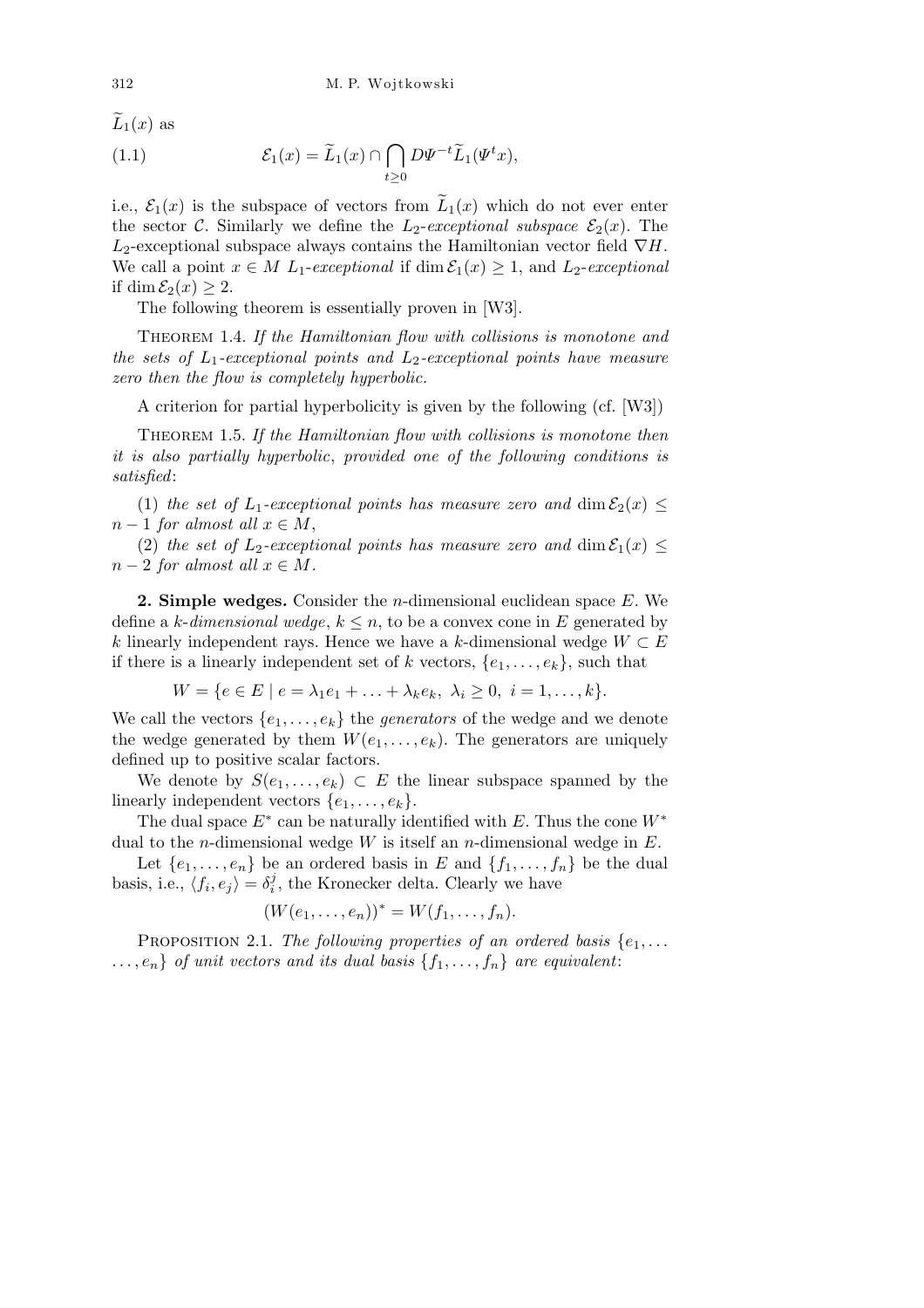$\widetilde{L}_1(x)$ as

$$\mathcal{E}_1(x) = \widetilde{L}_1(x) \cap \bigcap_{t \geq 0} D\Psi^{-t} \widetilde{L}_1(\Psi^t x), \tag{1.1}$$

i.e., $\mathcal{E}_1(x)$ is the subspace of vectors from $\widetilde{L}_1(x)$ which do not ever enter the sector $\mathcal{C}$. Similarly we define the $L_2$-*exceptional subspace* $\mathcal{E}_2(x)$. The $L_2$-exceptional subspace always contains the Hamiltonian vector field $\nabla H$. We call a point $x \in M$ $L_1$-*exceptional* if $\dim \mathcal{E}_1(x) \geq 1$, and $L_2$-*exceptional* if $\dim \mathcal{E}_2(x) \geq 2$.

The following theorem is essentially proven in [W3].

THEOREM 1.4. *If the Hamiltonian flow with collisions is monotone and the sets of $L_1$-exceptional points and $L_2$-exceptional points have measure zero then the flow is completely hyperbolic.*

A criterion for partial hyperbolicity is given by the following (cf. [W3])

THEOREM 1.5. *If the Hamiltonian flow with collisions is monotone then it is also partially hyperbolic, provided one of the following conditions is satisfied*:

(1) *the set of $L_1$-exceptional points has measure zero and* $\dim \mathcal{E}_2(x) \leq n-1$ *for almost all $x \in M$*,

(2) *the set of $L_2$-exceptional points has measure zero and* $\dim \mathcal{E}_1(x) \leq n-2$ *for almost all $x \in M$*.

**2. Simple wedges.** Consider the $n$-dimensional euclidean space $E$. We define a $k$-*dimensional wedge*, $k \leq n$, to be a convex cone in $E$ generated by $k$ linearly independent rays. Hence we have a $k$-dimensional wedge $W \subset E$ if there is a linearly independent set of $k$ vectors, $\{e_1, \ldots, e_k\}$, such that

$$W = \{e \in E \mid e = \lambda_1 e_1 + \ldots + \lambda_k e_k,\ \lambda_i \geq 0,\ i = 1, \ldots, k\}.$$

We call the vectors $\{e_1, \ldots, e_k\}$ the *generators* of the wedge and we denote the wedge generated by them $W(e_1, \ldots, e_k)$. The generators are uniquely defined up to positive scalar factors.

We denote by $S(e_1, \ldots, e_k) \subset E$ the linear subspace spanned by the linearly independent vectors $\{e_1, \ldots, e_k\}$.

The dual space $E^*$ can be naturally identified with $E$. Thus the cone $W^*$ dual to the $n$-dimensional wedge $W$ is itself an $n$-dimensional wedge in $E$.

Let $\{e_1, \ldots, e_n\}$ be an ordered basis in $E$ and $\{f_1, \ldots, f_n\}$ be the dual basis, i.e., $\langle f_i, e_j \rangle = \delta_i^j$, the Kronecker delta. Clearly we have

$$(W(e_1, \ldots, e_n))^* = W(f_1, \ldots, f_n).$$

PROPOSITION 2.1. *The following properties of an ordered basis $\{e_1, \ldots, e_n\}$ of unit vectors and its dual basis $\{f_1, \ldots, f_n\}$ are equivalent*: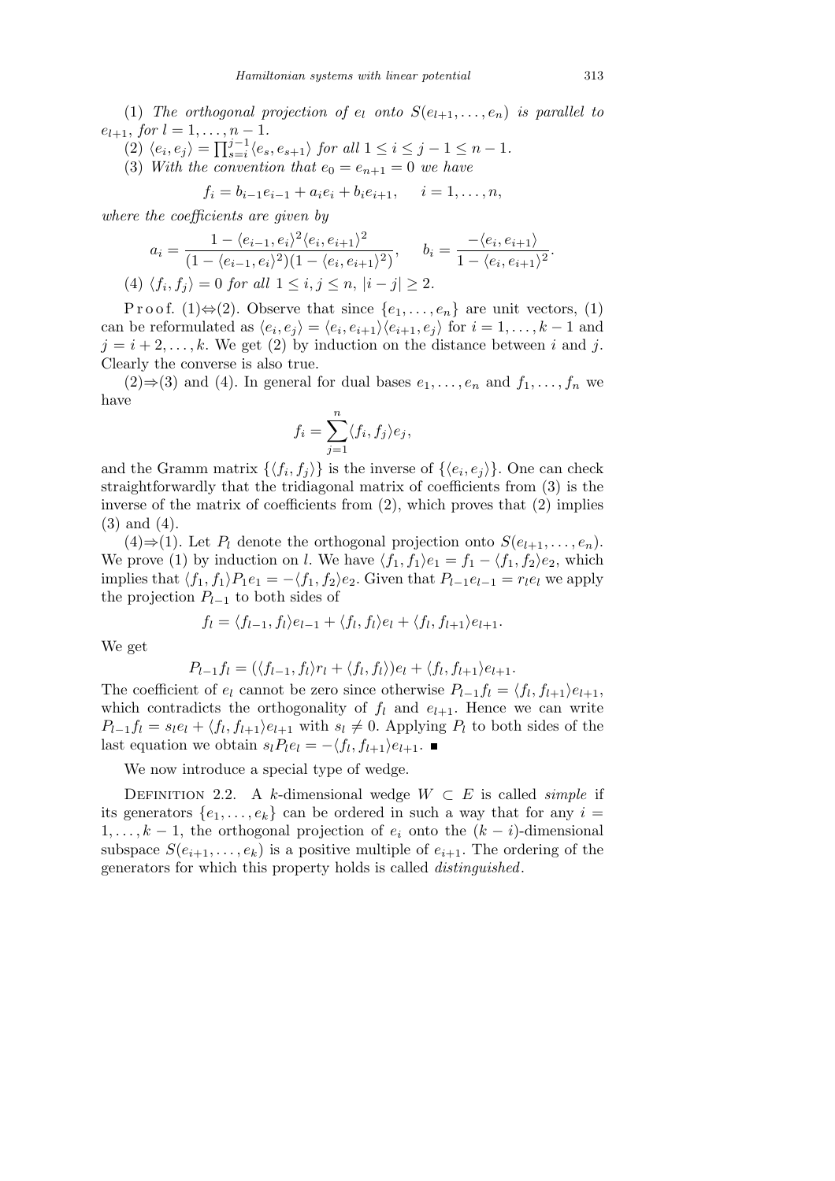(1) *The orthogonal projection of $e_l$ onto $S(e_{l+1},\dots,e_n)$ is parallel to $e_{l+1}$, for $l=1,\dots,n-1$.*

(2) $\langle e_i, e_j\rangle = \prod_{s=i}^{j-1}\langle e_s, e_{s+1}\rangle$ *for all $1\le i\le j-1\le n-1$.*

(3) *With the convention that $e_0=e_{n+1}=0$ we have*

$$f_i = b_{i-1}e_{i-1} + a_i e_i + b_i e_{i+1}, \quad i=1,\dots,n,$$

*where the coefficients are given by*

$$a_i = \frac{1-\langle e_{i-1},e_i\rangle^2\langle e_i,e_{i+1}\rangle^2}{(1-\langle e_{i-1},e_i\rangle^2)(1-\langle e_i,e_{i+1}\rangle^2)}, \quad b_i = \frac{-\langle e_i,e_{i+1}\rangle}{1-\langle e_i,e_{i+1}\rangle^2}.$$

(4) $\langle f_i, f_j\rangle = 0$ *for all $1\le i,j\le n$, $|i-j|\ge 2$.*

Proof. (1)$\Leftrightarrow$(2). Observe that since $\{e_1,\dots,e_n\}$ are unit vectors, (1) can be reformulated as $\langle e_i,e_j\rangle = \langle e_i,e_{i+1}\rangle\langle e_{i+1},e_j\rangle$ for $i=1,\dots,k-1$ and $j=i+2,\dots,k$. We get (2) by induction on the distance between $i$ and $j$. Clearly the converse is also true.

(2)$\Rightarrow$(3) and (4). In general for dual bases $e_1,\dots,e_n$ and $f_1,\dots,f_n$ we have

$$f_i = \sum_{j=1}^{n}\langle f_i, f_j\rangle e_j,$$

and the Gramm matrix $\{\langle f_i,f_j\rangle\}$ is the inverse of $\{\langle e_i,e_j\rangle\}$. One can check straightforwardly that the tridiagonal matrix of coefficients from (3) is the inverse of the matrix of coefficients from (2), which proves that (2) implies (3) and (4).

(4)$\Rightarrow$(1). Let $P_l$ denote the orthogonal projection onto $S(e_{l+1},\dots,e_n)$. We prove (1) by induction on $l$. We have $\langle f_1,f_1\rangle e_1 = f_1 - \langle f_1,f_2\rangle e_2$, which implies that $\langle f_1,f_1\rangle P_1 e_1 = -\langle f_1,f_2\rangle e_2$. Given that $P_{l-1}e_{l-1} = r_l e_l$ we apply the projection $P_{l-1}$ to both sides of

$$f_l = \langle f_{l-1},f_l\rangle e_{l-1} + \langle f_l,f_l\rangle e_l + \langle f_l,f_{l+1}\rangle e_{l+1}.$$

We get

$$P_{l-1}f_l = (\langle f_{l-1},f_l\rangle r_l + \langle f_l,f_l\rangle)e_l + \langle f_l,f_{l+1}\rangle e_{l+1}.$$

The coefficient of $e_l$ cannot be zero since otherwise $P_{l-1}f_l = \langle f_l,f_{l+1}\rangle e_{l+1}$, which contradicts the orthogonality of $f_l$ and $e_{l+1}$. Hence we can write $P_{l-1}f_l = s_l e_l + \langle f_l,f_{l+1}\rangle e_{l+1}$ with $s_l\ne 0$. Applying $P_l$ to both sides of the last equation we obtain $s_l P_l e_l = -\langle f_l,f_{l+1}\rangle e_{l+1}$. ∎

We now introduce a special type of wedge.

Definition 2.2. A $k$-dimensional wedge $W\subset E$ is called *simple* if its generators $\{e_1,\dots,e_k\}$ can be ordered in such a way that for any $i=1,\dots,k-1$, the orthogonal projection of $e_i$ onto the $(k-i)$-dimensional subspace $S(e_{i+1},\dots,e_k)$ is a positive multiple of $e_{i+1}$. The ordering of the generators for which this property holds is called *distinguished*.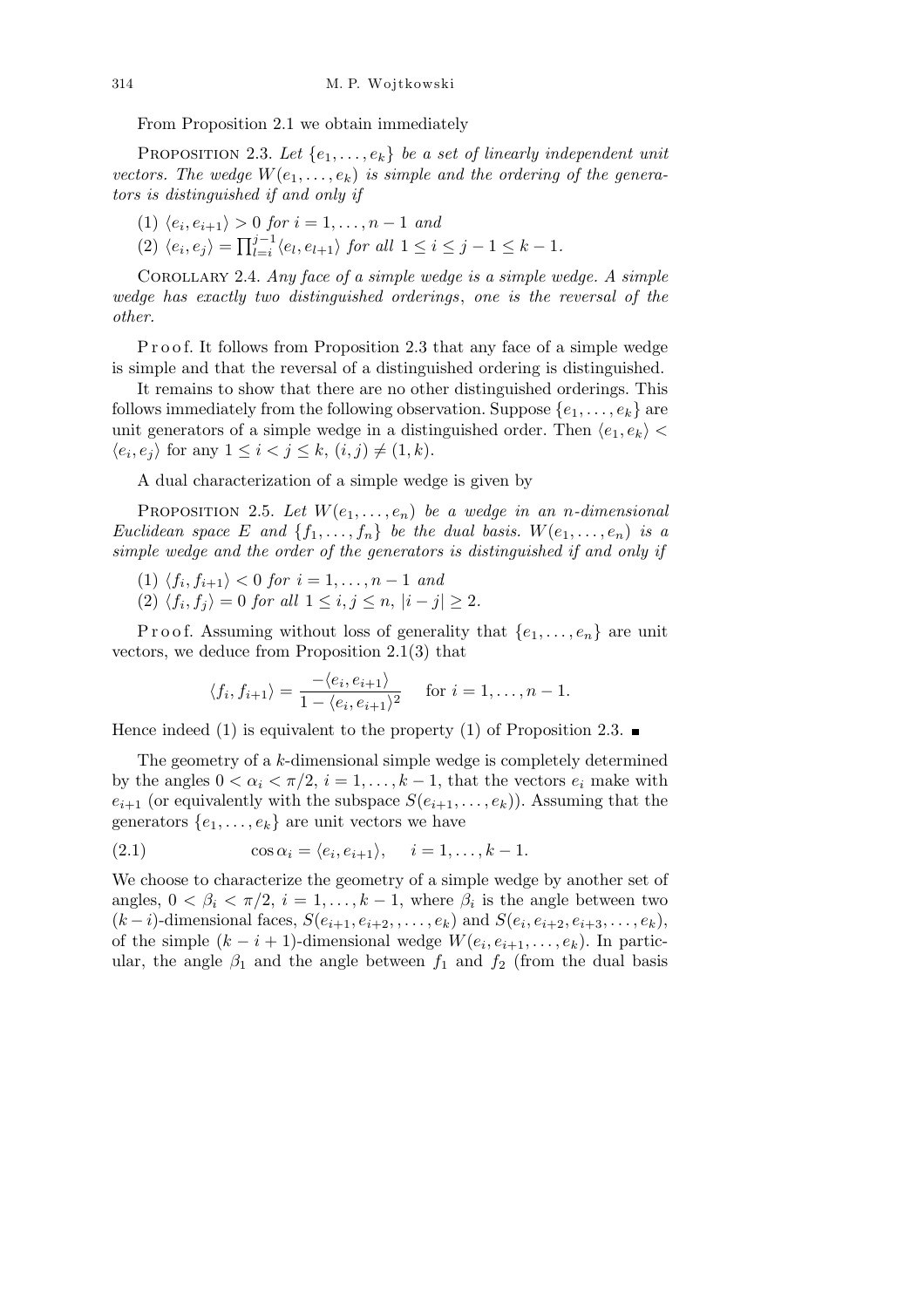From Proposition 2.1 we obtain immediately

Proposition 2.3. *Let $\{e_1, \ldots, e_k\}$ be a set of linearly independent unit vectors. The wedge $W(e_1, \ldots, e_k)$ is simple and the ordering of the generators is distinguished if and only if*

(1) $\langle e_i, e_{i+1}\rangle > 0$ *for* $i = 1, \ldots, n-1$ *and*

(2) $\langle e_i, e_j\rangle = \prod_{l=i}^{j-1}\langle e_l, e_{l+1}\rangle$ *for all* $1 \le i \le j-1 \le k-1$.

Corollary 2.4. *Any face of a simple wedge is a simple wedge. A simple wedge has exactly two distinguished orderings, one is the reversal of the other.*

Proof. It follows from Proposition 2.3 that any face of a simple wedge is simple and that the reversal of a distinguished ordering is distinguished.

It remains to show that there are no other distinguished orderings. This follows immediately from the following observation. Suppose $\{e_1, \ldots, e_k\}$ are unit generators of a simple wedge in a distinguished order. Then $\langle e_1, e_k\rangle < \langle e_i, e_j\rangle$ for any $1 \le i < j \le k$, $(i, j) \ne (1, k)$.

A dual characterization of a simple wedge is given by

Proposition 2.5. *Let $W(e_1, \ldots, e_n)$ be a wedge in an $n$-dimensional Euclidean space $E$ and $\{f_1, \ldots, f_n\}$ be the dual basis. $W(e_1, \ldots, e_n)$ is a simple wedge and the order of the generators is distinguished if and only if*

(1) $\langle f_i, f_{i+1}\rangle < 0$ *for* $i = 1, \ldots, n-1$ *and*

(2) $\langle f_i, f_j\rangle = 0$ *for all* $1 \le i, j \le n$, $|i-j| \ge 2$.

Proof. Assuming without loss of generality that $\{e_1, \ldots, e_n\}$ are unit vectors, we deduce from Proposition 2.1(3) that

$$\langle f_i, f_{i+1}\rangle = \frac{-\langle e_i, e_{i+1}\rangle}{1 - \langle e_i, e_{i+1}\rangle^2} \quad \text{for } i = 1, \ldots, n-1.$$

Hence indeed (1) is equivalent to the property (1) of Proposition 2.3. ■

The geometry of a $k$-dimensional simple wedge is completely determined by the angles $0 < \alpha_i < \pi/2$, $i = 1, \ldots, k-1$, that the vectors $e_i$ make with $e_{i+1}$ (or equivalently with the subspace $S(e_{i+1}, \ldots, e_k)$). Assuming that the generators $\{e_1, \ldots, e_k\}$ are unit vectors we have

$$\cos\alpha_i = \langle e_i, e_{i+1}\rangle, \quad i = 1, \ldots, k-1. \tag{2.1}$$

We choose to characterize the geometry of a simple wedge by another set of angles, $0 < \beta_i < \pi/2$, $i = 1, \ldots, k-1$, where $\beta_i$ is the angle between two $(k-i)$-dimensional faces, $S(e_{i+1}, e_{i+2}, \ldots, e_k)$ and $S(e_i, e_{i+2}, e_{i+3}, \ldots, e_k)$, of the simple $(k-i+1)$-dimensional wedge $W(e_i, e_{i+1}, \ldots, e_k)$. In particular, the angle $\beta_1$ and the angle between $f_1$ and $f_2$ (from the dual basis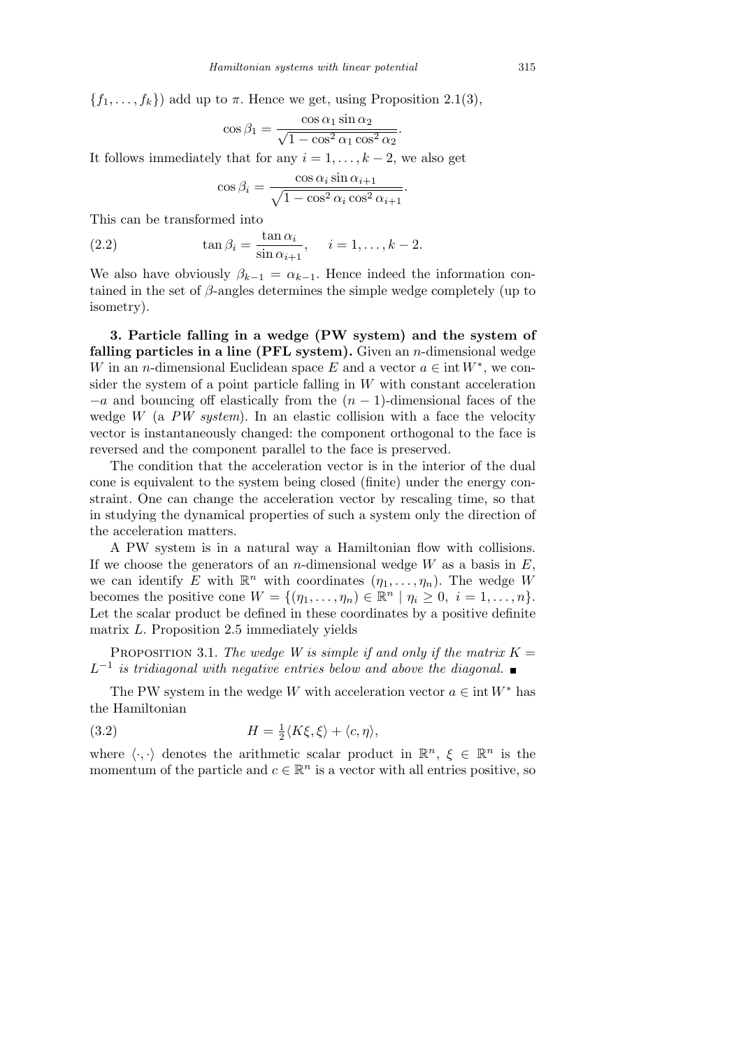$\{f_1, \ldots, f_k\}$) add up to $\pi$. Hence we get, using Proposition 2.1(3),

$$\cos\beta_1 = \frac{\cos\alpha_1 \sin\alpha_2}{\sqrt{1-\cos^2\alpha_1\cos^2\alpha_2}}.$$

It follows immediately that for any $i = 1, \ldots, k-2$, we also get

$$\cos\beta_i = \frac{\cos\alpha_i \sin\alpha_{i+1}}{\sqrt{1-\cos^2\alpha_i\cos^2\alpha_{i+1}}}.$$

This can be transformed into

$$\tan\beta_i = \frac{\tan\alpha_i}{\sin\alpha_{i+1}}, \quad i = 1, \ldots, k-2. \tag{2.2}$$

We also have obviously $\beta_{k-1} = \alpha_{k-1}$. Hence indeed the information contained in the set of $\beta$-angles determines the simple wedge completely (up to isometry).

**3. Particle falling in a wedge (PW system) and the system of falling particles in a line (PFL system).** Given an $n$-dimensional wedge $W$ in an $n$-dimensional Euclidean space $E$ and a vector $a \in \operatorname{int} W^*$, we consider the system of a point particle falling in $W$ with constant acceleration $-a$ and bouncing off elastically from the $(n-1)$-dimensional faces of the wedge $W$ (a *PW system*). In an elastic collision with a face the velocity vector is instantaneously changed: the component orthogonal to the face is reversed and the component parallel to the face is preserved.

The condition that the acceleration vector is in the interior of the dual cone is equivalent to the system being closed (finite) under the energy constraint. One can change the acceleration vector by rescaling time, so that in studying the dynamical properties of such a system only the direction of the acceleration matters.

A PW system is in a natural way a Hamiltonian flow with collisions. If we choose the generators of an $n$-dimensional wedge $W$ as a basis in $E$, we can identify $E$ with $\mathbb{R}^n$ with coordinates $(\eta_1, \ldots, \eta_n)$. The wedge $W$ becomes the positive cone $W = \{(\eta_1, \ldots, \eta_n) \in \mathbb{R}^n \mid \eta_i \geq 0,\ i = 1, \ldots, n\}$. Let the scalar product be defined in these coordinates by a positive definite matrix $L$. Proposition 2.5 immediately yields

PROPOSITION 3.1. *The wedge $W$ is simple if and only if the matrix $K = L^{-1}$ is tridiagonal with negative entries below and above the diagonal.* ■

The PW system in the wedge $W$ with acceleration vector $a \in \operatorname{int} W^*$ has the Hamiltonian

$$H = \tfrac{1}{2}\langle K\xi, \xi\rangle + \langle c, \eta\rangle, \tag{3.2}$$

where $\langle\cdot,\cdot\rangle$ denotes the arithmetic scalar product in $\mathbb{R}^n$, $\xi \in \mathbb{R}^n$ is the momentum of the particle and $c \in \mathbb{R}^n$ is a vector with all entries positive, so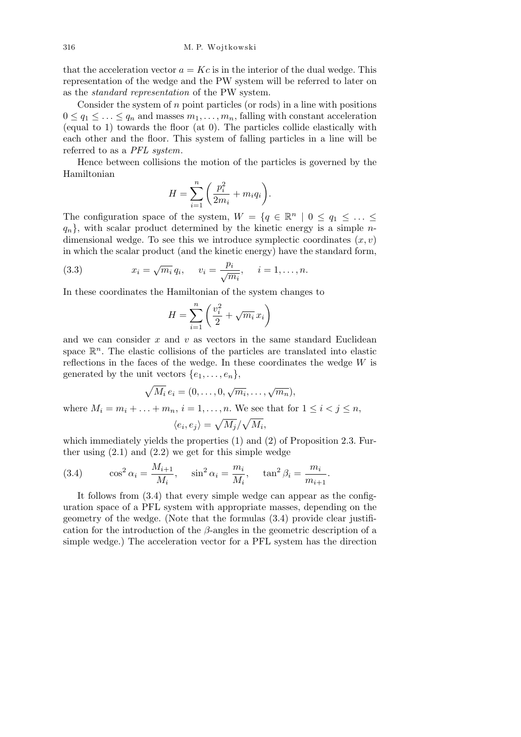that the acceleration vector $a = Kc$ is in the interior of the dual wedge. This representation of the wedge and the PW system will be referred to later on as the *standard representation* of the PW system.

Consider the system of $n$ point particles (or rods) in a line with positions $0 \le q_1 \le \ldots \le q_n$ and masses $m_1, \ldots, m_n$, falling with constant acceleration (equal to 1) towards the floor (at 0). The particles collide elastically with each other and the floor. This system of falling particles in a line will be referred to as a *PFL system*.

Hence between collisions the motion of the particles is governed by the Hamiltonian

$$H = \sum_{i=1}^{n} \left( \frac{p_i^2}{2m_i} + m_i q_i \right).$$

The configuration space of the system, $W = \{q \in \mathbb{R}^n \mid 0 \le q_1 \le \ldots \le q_n\}$, with scalar product determined by the kinetic energy is a simple $n$-dimensional wedge. To see this we introduce symplectic coordinates $(x, v)$ in which the scalar product (and the kinetic energy) have the standard form,

$$x_i = \sqrt{m_i}\, q_i, \quad v_i = \frac{p_i}{\sqrt{m_i}}, \quad i = 1, \ldots, n. \tag{3.3}$$

In these coordinates the Hamiltonian of the system changes to

$$H = \sum_{i=1}^{n} \left( \frac{v_i^2}{2} + \sqrt{m_i}\, x_i \right)$$

and we can consider $x$ and $v$ as vectors in the same standard Euclidean space $\mathbb{R}^n$. The elastic collisions of the particles are translated into elastic reflections in the faces of the wedge. In these coordinates the wedge $W$ is generated by the unit vectors $\{e_1, \ldots, e_n\}$,

$$\sqrt{M_i}\, e_i = (0, \ldots, 0, \sqrt{m_i}, \ldots, \sqrt{m_n}),$$

where $M_i = m_i + \ldots + m_n$, $i = 1, \ldots, n$. We see that for $1 \le i < j \le n$,

$$\langle e_i, e_j \rangle = \sqrt{M_j}/\sqrt{M_i},$$

which immediately yields the properties (1) and (2) of Proposition 2.3. Further using (2.1) and (2.2) we get for this simple wedge

$$\cos^2 \alpha_i = \frac{M_{i+1}}{M_i}, \quad \sin^2 \alpha_i = \frac{m_i}{M_i}, \quad \tan^2 \beta_i = \frac{m_i}{m_{i+1}}. \tag{3.4}$$

It follows from (3.4) that every simple wedge can appear as the configuration space of a PFL system with appropriate masses, depending on the geometry of the wedge. (Note that the formulas (3.4) provide clear justification for the introduction of the $\beta$-angles in the geometric description of a simple wedge.) The acceleration vector for a PFL system has the direction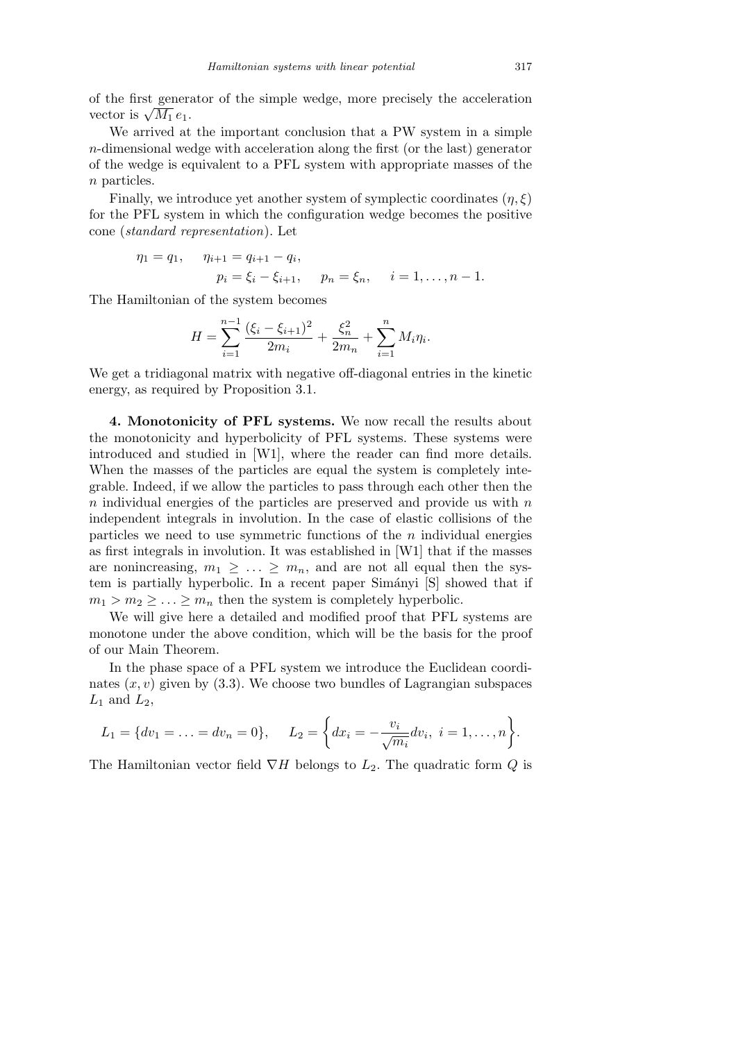of the first generator of the simple wedge, more precisely the acceleration vector is $\sqrt{M_1}\, e_1$.

We arrived at the important conclusion that a PW system in a simple $n$-dimensional wedge with acceleration along the first (or the last) generator of the wedge is equivalent to a PFL system with appropriate masses of the $n$ particles.

Finally, we introduce yet another system of symplectic coordinates $(\eta, \xi)$ for the PFL system in which the configuration wedge becomes the positive cone (*standard representation*). Let

$$
\begin{aligned}
\eta_1 = q_1, \quad \eta_{i+1} &= q_{i+1} - q_i, \\
&p_i = \xi_i - \xi_{i+1}, \quad p_n = \xi_n, \quad i = 1, \ldots, n-1.
\end{aligned}
$$

The Hamiltonian of the system becomes

$$
H = \sum_{i=1}^{n-1} \frac{(\xi_i - \xi_{i+1})^2}{2m_i} + \frac{\xi_n^2}{2m_n} + \sum_{i=1}^{n} M_i \eta_i.
$$

We get a tridiagonal matrix with negative off-diagonal entries in the kinetic energy, as required by Proposition 3.1.

**4. Monotonicity of PFL systems.** We now recall the results about the monotonicity and hyperbolicity of PFL systems. These systems were introduced and studied in [W1], where the reader can find more details. When the masses of the particles are equal the system is completely integrable. Indeed, if we allow the particles to pass through each other then the $n$ individual energies of the particles are preserved and provide us with $n$ independent integrals in involution. In the case of elastic collisions of the particles we need to use symmetric functions of the $n$ individual energies as first integrals in involution. It was established in [W1] that if the masses are nonincreasing, $m_1 \geq \ldots \geq m_n$, and are not all equal then the system is partially hyperbolic. In a recent paper Simányi [S] showed that if $m_1 > m_2 \geq \ldots \geq m_n$ then the system is completely hyperbolic.

We will give here a detailed and modified proof that PFL systems are monotone under the above condition, which will be the basis for the proof of our Main Theorem.

In the phase space of a PFL system we introduce the Euclidean coordinates $(x, v)$ given by (3.3). We choose two bundles of Lagrangian subspaces $L_1$ and $L_2$,

$$
L_1 = \{dv_1 = \ldots = dv_n = 0\}, \quad L_2 = \left\{dx_i = -\frac{v_i}{\sqrt{m_i}} dv_i, \ i = 1, \ldots, n\right\}.
$$

The Hamiltonian vector field $\nabla H$ belongs to $L_2$. The quadratic form $Q$ is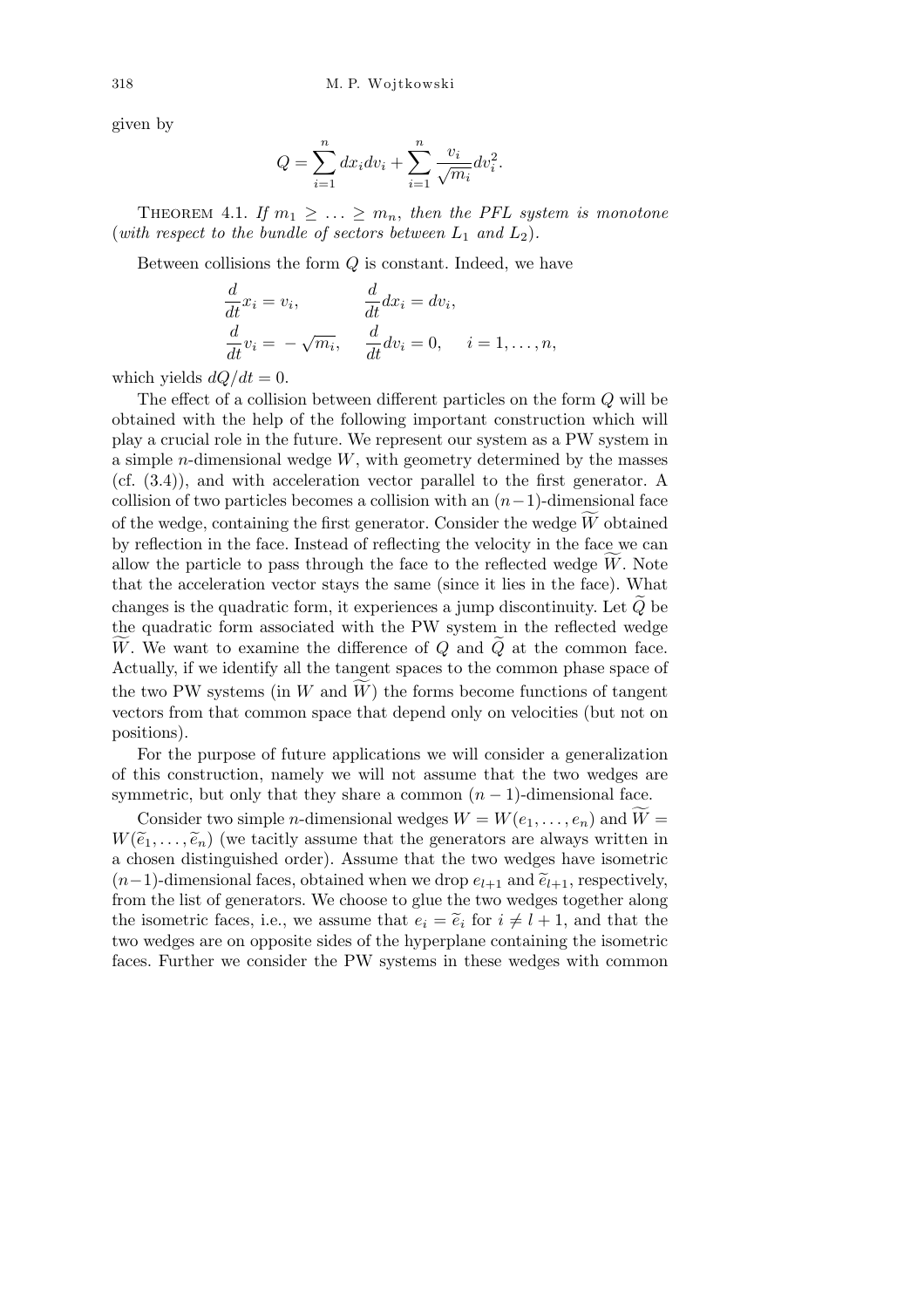given by

$$Q = \sum_{i=1}^{n} dx_i dv_i + \sum_{i=1}^{n} \frac{v_i}{\sqrt{m_i}} dv_i^2.$$

THEOREM 4.1. *If $m_1 \geq \ldots \geq m_n$, then the PFL system is monotone* (*with respect to the bundle of sectors between $L_1$ and $L_2$*).

Between collisions the form $Q$ is constant. Indeed, we have

$$\frac{d}{dt} x_i = v_i, \qquad \frac{d}{dt} dx_i = dv_i,$$
$$\frac{d}{dt} v_i = -\sqrt{m_i}, \qquad \frac{d}{dt} dv_i = 0, \qquad i = 1, \ldots, n,$$

which yields $dQ/dt = 0$.

The effect of a collision between different particles on the form $Q$ will be obtained with the help of the following important construction which will play a crucial role in the future. We represent our system as a PW system in a simple $n$-dimensional wedge $W$, with geometry determined by the masses (cf. (3.4)), and with acceleration vector parallel to the first generator. A collision of two particles becomes a collision with an $(n-1)$-dimensional face of the wedge, containing the first generator. Consider the wedge $\widetilde{W}$ obtained by reflection in the face. Instead of reflecting the velocity in the face we can allow the particle to pass through the face to the reflected wedge $\widetilde{W}$. Note that the acceleration vector stays the same (since it lies in the face). What changes is the quadratic form, it experiences a jump discontinuity. Let $\widetilde{Q}$ be the quadratic form associated with the PW system in the reflected wedge $\widetilde{W}$. We want to examine the difference of $Q$ and $\widetilde{Q}$ at the common face. Actually, if we identify all the tangent spaces to the common phase space of the two PW systems (in $W$ and $\widetilde{W}$) the forms become functions of tangent vectors from that common space that depend only on velocities (but not on positions).

For the purpose of future applications we will consider a generalization of this construction, namely we will not assume that the two wedges are symmetric, but only that they share a common $(n-1)$-dimensional face.

Consider two simple $n$-dimensional wedges $W = W(e_1, \ldots, e_n)$ and $\widetilde{W} = W(\widetilde{e}_1, \ldots, \widetilde{e}_n)$ (we tacitly assume that the generators are always written in a chosen distinguished order). Assume that the two wedges have isometric $(n-1)$-dimensional faces, obtained when we drop $e_{l+1}$ and $\widetilde{e}_{l+1}$, respectively, from the list of generators. We choose to glue the two wedges together along the isometric faces, i.e., we assume that $e_i = \widetilde{e}_i$ for $i \neq l+1$, and that the two wedges are on opposite sides of the hyperplane containing the isometric faces. Further we consider the PW systems in these wedges with common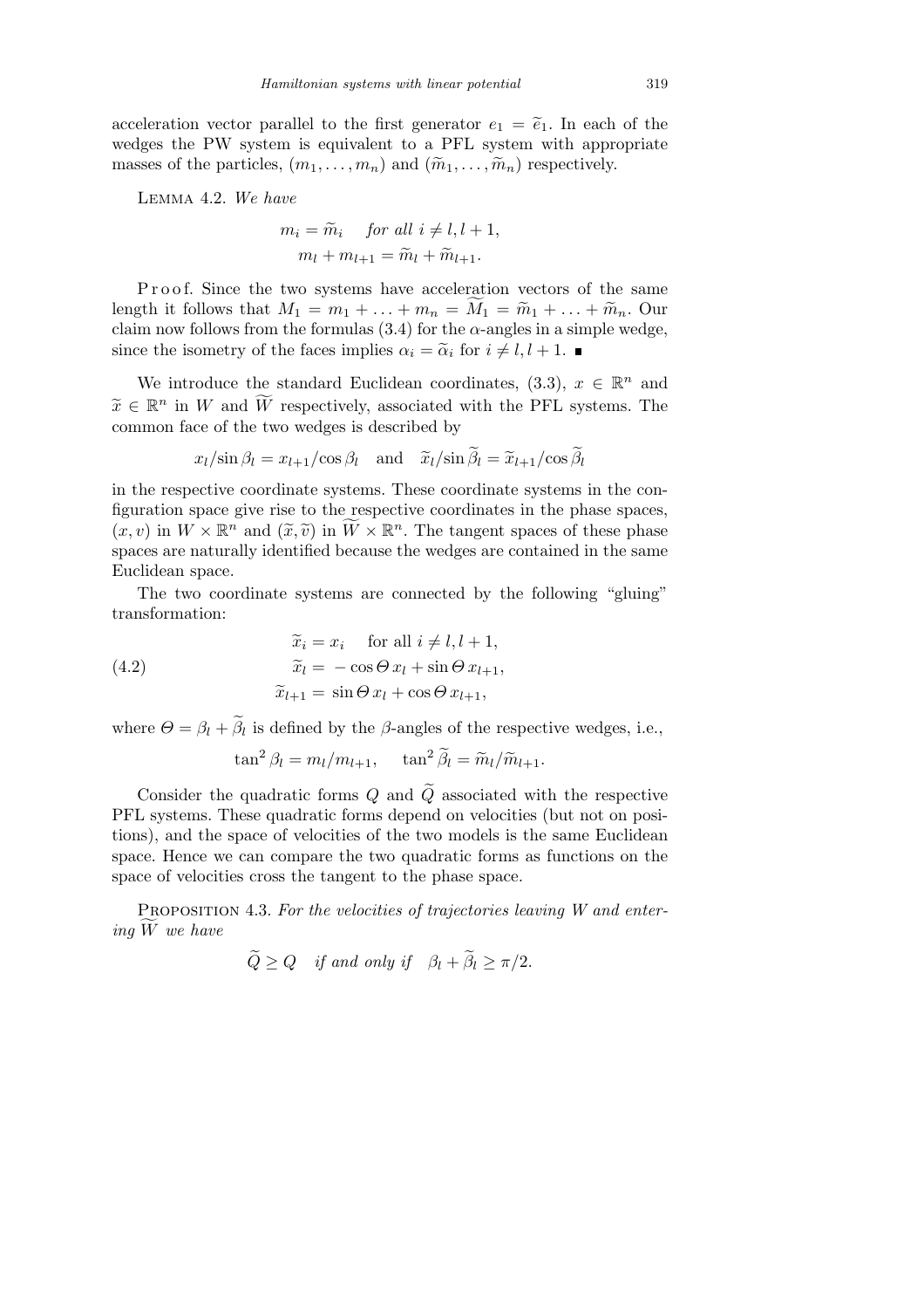acceleration vector parallel to the first generator $e_1 = \widetilde{e}_1$. In each of the wedges the PW system is equivalent to a PFL system with appropriate masses of the particles, $(m_1, \ldots, m_n)$ and $(\widetilde{m}_1, \ldots, \widetilde{m}_n)$ respectively.

Lemma 4.2. *We have*

$$m_i = \widetilde{m}_i \quad \text{for all } i \neq l, l+1,$$
$$m_l + m_{l+1} = \widetilde{m}_l + \widetilde{m}_{l+1}.$$

Proof. Since the two systems have acceleration vectors of the same length it follows that $M_1 = m_1 + \ldots + m_n = \widetilde{M}_1 = \widetilde{m}_1 + \ldots + \widetilde{m}_n$. Our claim now follows from the formulas (3.4) for the $\alpha$-angles in a simple wedge, since the isometry of the faces implies $\alpha_i = \widetilde{\alpha}_i$ for $i \neq l, l+1$. ∎

We introduce the standard Euclidean coordinates, (3.3), $x \in \mathbb{R}^n$ and $\widetilde{x} \in \mathbb{R}^n$ in $W$ and $\widetilde{W}$ respectively, associated with the PFL systems. The common face of the two wedges is described by

$$x_l / \sin \beta_l = x_{l+1} / \cos \beta_l \quad \text{and} \quad \widetilde{x}_l / \sin \widetilde{\beta}_l = \widetilde{x}_{l+1} / \cos \widetilde{\beta}_l$$

in the respective coordinate systems. These coordinate systems in the configuration space give rise to the respective coordinates in the phase spaces, $(x, v)$ in $W \times \mathbb{R}^n$ and $(\widetilde{x}, \widetilde{v})$ in $\widetilde{W} \times \mathbb{R}^n$. The tangent spaces of these phase spaces are naturally identified because the wedges are contained in the same Euclidean space.

The two coordinate systems are connected by the following "gluing" transformation:

$$
\begin{aligned}
\widetilde{x}_i &= x_i \quad \text{for all } i \neq l, l+1, \\
\widetilde{x}_l &= -\cos \Theta \, x_l + \sin \Theta \, x_{l+1}, \\
\widetilde{x}_{l+1} &= \sin \Theta \, x_l + \cos \Theta \, x_{l+1},
\end{aligned}
\tag{4.2}
$$

where $\Theta = \beta_l + \widetilde{\beta}_l$ is defined by the $\beta$-angles of the respective wedges, i.e.,

$$\tan^2 \beta_l = m_l / m_{l+1}, \qquad \tan^2 \widetilde{\beta}_l = \widetilde{m}_l / \widetilde{m}_{l+1}.$$

Consider the quadratic forms $Q$ and $\widetilde{Q}$ associated with the respective PFL systems. These quadratic forms depend on velocities (but not on positions), and the space of velocities of the two models is the same Euclidean space. Hence we can compare the two quadratic forms as functions on the space of velocities cross the tangent to the phase space.

Proposition 4.3. *For the velocities of trajectories leaving $W$ and entering $\widetilde{W}$ we have*

$$\widetilde{Q} \geq Q \quad \textit{if and only if} \quad \beta_l + \widetilde{\beta}_l \geq \pi/2.$$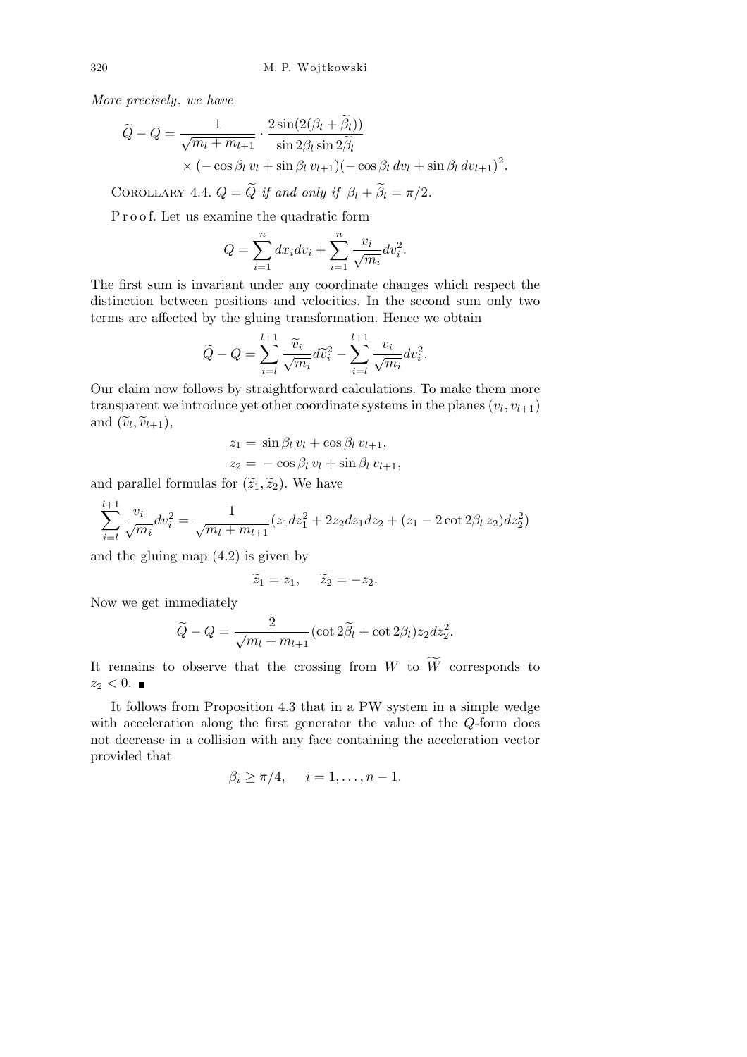*More precisely*, *we have*

$$\widetilde{Q} - Q = \frac{1}{\sqrt{m_l + m_{l+1}}} \cdot \frac{2\sin(2(\beta_l + \widetilde{\beta}_l))}{\sin 2\beta_l \sin 2\widetilde{\beta}_l} \times (-\cos\beta_l\, v_l + \sin\beta_l\, v_{l+1})(-\cos\beta_l\, dv_l + \sin\beta_l\, dv_{l+1})^2.$$

Corollary 4.4. *$Q = \widetilde{Q}$ if and only if $\beta_l + \widetilde{\beta}_l = \pi/2$.*

Proof. Let us examine the quadratic form

$$Q = \sum_{i=1}^{n} dx_i dv_i + \sum_{i=1}^{n} \frac{v_i}{\sqrt{m_i}} dv_i^2.$$

The first sum is invariant under any coordinate changes which respect the distinction between positions and velocities. In the second sum only two terms are affected by the gluing transformation. Hence we obtain

$$\widetilde{Q} - Q = \sum_{i=l}^{l+1} \frac{\widetilde{v}_i}{\sqrt{m_i}} d\widetilde{v}_i^2 - \sum_{i=l}^{l+1} \frac{v_i}{\sqrt{m_i}} dv_i^2.$$

Our claim now follows by straightforward calculations. To make them more transparent we introduce yet other coordinate systems in the planes $(v_l, v_{l+1})$ and $(\widetilde{v}_l, \widetilde{v}_{l+1})$,

$$z_1 = \sin\beta_l\, v_l + \cos\beta_l\, v_{l+1},$$
$$z_2 = -\cos\beta_l\, v_l + \sin\beta_l\, v_{l+1},$$

and parallel formulas for $(\widetilde{z}_1, \widetilde{z}_2)$. We have

$$\sum_{i=l}^{l+1} \frac{v_i}{\sqrt{m_i}} dv_i^2 = \frac{1}{\sqrt{m_l + m_{l+1}}} (z_1 dz_1^2 + 2 z_2 dz_1 dz_2 + (z_1 - 2\cot 2\beta_l\, z_2) dz_2^2)$$

and the gluing map (4.2) is given by

$$\widetilde{z}_1 = z_1, \quad \widetilde{z}_2 = -z_2.$$

Now we get immediately

$$\widetilde{Q} - Q = \frac{2}{\sqrt{m_l + m_{l+1}}} (\cot 2\widetilde{\beta}_l + \cot 2\beta_l) z_2 dz_2^2.$$

It remains to observe that the crossing from $W$ to $\widetilde{W}$ corresponds to $z_2 < 0$. ■

It follows from Proposition 4.3 that in a PW system in a simple wedge with acceleration along the first generator the value of the $Q$-form does not decrease in a collision with any face containing the acceleration vector provided that

$$\beta_i \geq \pi/4, \quad i = 1, \ldots, n-1.$$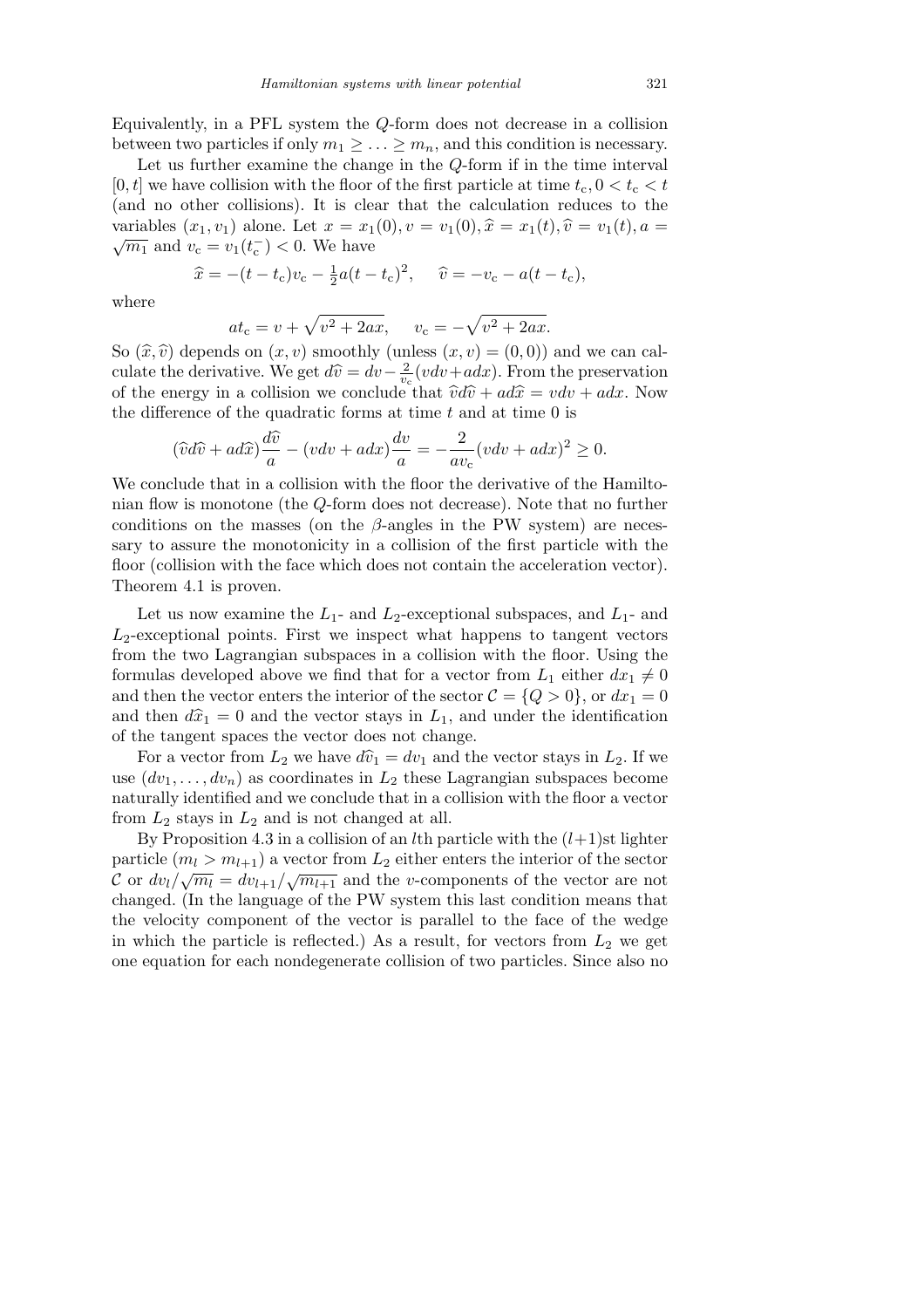Equivalently, in a PFL system the $Q$-form does not decrease in a collision between two particles if only $m_1 \geq \ldots \geq m_n$, and this condition is necessary.

Let us further examine the change in the $Q$-form if in the time interval $[0,t]$ we have collision with the floor of the first particle at time $t_c, 0 < t_c < t$ (and no other collisions). It is clear that the calculation reduces to the variables $(x_1, v_1)$ alone. Let $x = x_1(0), v = v_1(0), \widehat{x} = x_1(t), \widehat{v} = v_1(t), a = \sqrt{m_1}$ and $v_c = v_1(t_c^-) < 0$. We have

$$\widehat{x} = -(t-t_c)v_c - \tfrac{1}{2}a(t-t_c)^2, \quad \widehat{v} = -v_c - a(t-t_c),$$

where

$$at_c = v + \sqrt{v^2 + 2ax}, \quad v_c = -\sqrt{v^2 + 2ax}.$$

So $(\widehat{x}, \widehat{v})$ depends on $(x,v)$ smoothly (unless $(x,v) = (0,0)$) and we can calculate the derivative. We get $d\widehat{v} = dv - \frac{2}{v_c}(vdv + adx)$. From the preservation of the energy in a collision we conclude that $\widehat{v}d\widehat{v} + ad\widehat{x} = vdv + adx$. Now the difference of the quadratic forms at time $t$ and at time 0 is

$$(\widehat{v}d\widehat{v} + ad\widehat{x})\frac{d\widehat{v}}{a} - (vdv + adx)\frac{dv}{a} = -\frac{2}{av_c}(vdv + adx)^2 \geq 0.$$

We conclude that in a collision with the floor the derivative of the Hamiltonian flow is monotone (the $Q$-form does not decrease). Note that no further conditions on the masses (on the $\beta$-angles in the PW system) are necessary to assure the monotonicity in a collision of the first particle with the floor (collision with the face which does not contain the acceleration vector). Theorem 4.1 is proven.

Let us now examine the $L_1$- and $L_2$-exceptional subspaces, and $L_1$- and $L_2$-exceptional points. First we inspect what happens to tangent vectors from the two Lagrangian subspaces in a collision with the floor. Using the formulas developed above we find that for a vector from $L_1$ either $dx_1 \neq 0$ and then the vector enters the interior of the sector $\mathcal{C} = \{Q > 0\}$, or $dx_1 = 0$ and then $d\widehat{x}_1 = 0$ and the vector stays in $L_1$, and under the identification of the tangent spaces the vector does not change.

For a vector from $L_2$ we have $d\widehat{v}_1 = dv_1$ and the vector stays in $L_2$. If we use $(dv_1, \ldots, dv_n)$ as coordinates in $L_2$ these Lagrangian subspaces become naturally identified and we conclude that in a collision with the floor a vector from $L_2$ stays in $L_2$ and is not changed at all.

By Proposition 4.3 in a collision of an $l$th particle with the $(l+1)$st lighter particle ($m_l > m_{l+1}$) a vector from $L_2$ either enters the interior of the sector $\mathcal{C}$ or $dv_l/\sqrt{m_l} = dv_{l+1}/\sqrt{m_{l+1}}$ and the $v$-components of the vector are not changed. (In the language of the PW system this last condition means that the velocity component of the vector is parallel to the face of the wedge in which the particle is reflected.) As a result, for vectors from $L_2$ we get one equation for each nondegenerate collision of two particles. Since also no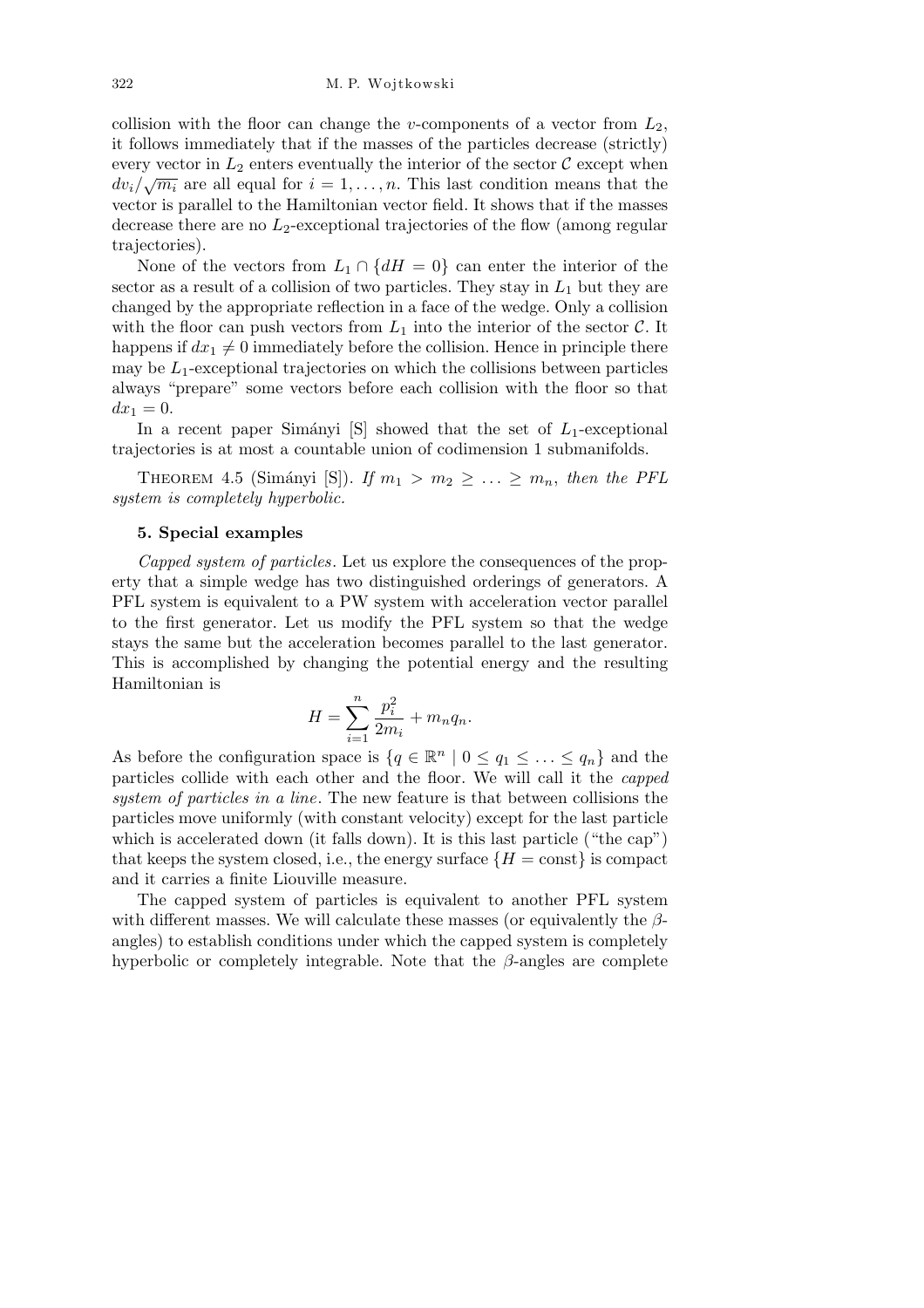collision with the floor can change the $v$-components of a vector from $L_2$, it follows immediately that if the masses of the particles decrease (strictly) every vector in $L_2$ enters eventually the interior of the sector $\mathcal{C}$ except when $dv_i/\sqrt{m_i}$ are all equal for $i = 1, \ldots, n$. This last condition means that the vector is parallel to the Hamiltonian vector field. It shows that if the masses decrease there are no $L_2$-exceptional trajectories of the flow (among regular trajectories).

None of the vectors from $L_1 \cap \{dH = 0\}$ can enter the interior of the sector as a result of a collision of two particles. They stay in $L_1$ but they are changed by the appropriate reflection in a face of the wedge. Only a collision with the floor can push vectors from $L_1$ into the interior of the sector $\mathcal{C}$. It happens if $dx_1 \neq 0$ immediately before the collision. Hence in principle there may be $L_1$-exceptional trajectories on which the collisions between particles always "prepare" some vectors before each collision with the floor so that $dx_1 = 0$.

In a recent paper Simányi [S] showed that the set of $L_1$-exceptional trajectories is at most a countable union of codimension 1 submanifolds.

THEOREM 4.5 (Simányi [S]). *If $m_1 > m_2 \geq \ldots \geq m_n$, then the PFL system is completely hyperbolic.*

## 5. Special examples

*Capped system of particles*. Let us explore the consequences of the property that a simple wedge has two distinguished orderings of generators. A PFL system is equivalent to a PW system with acceleration vector parallel to the first generator. Let us modify the PFL system so that the wedge stays the same but the acceleration becomes parallel to the last generator. This is accomplished by changing the potential energy and the resulting Hamiltonian is

$$H = \sum_{i=1}^{n} \frac{p_i^2}{2m_i} + m_n q_n.$$

As before the configuration space is $\{q \in \mathbb{R}^n \mid 0 \leq q_1 \leq \ldots \leq q_n\}$ and the particles collide with each other and the floor. We will call it the *capped system of particles in a line*. The new feature is that between collisions the particles move uniformly (with constant velocity) except for the last particle which is accelerated down (it falls down). It is this last particle ("the cap") that keeps the system closed, i.e., the energy surface $\{H = \text{const}\}$ is compact and it carries a finite Liouville measure.

The capped system of particles is equivalent to another PFL system with different masses. We will calculate these masses (or equivalently the $\beta$-angles) to establish conditions under which the capped system is completely hyperbolic or completely integrable. Note that the $\beta$-angles are complete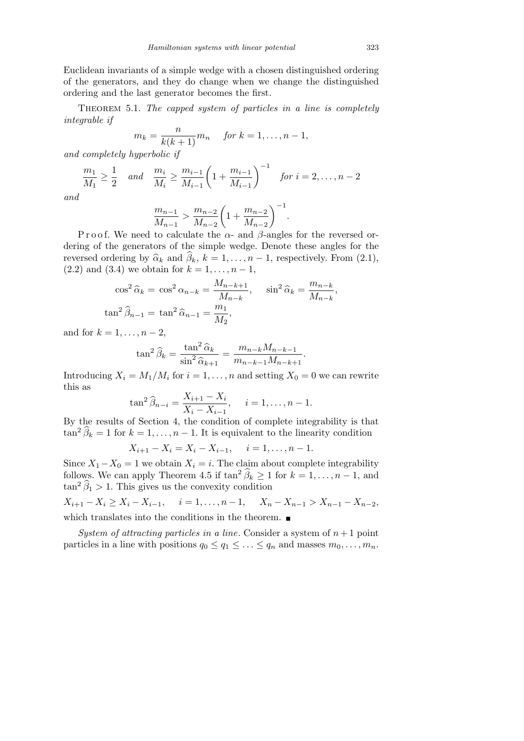Euclidean invariants of a simple wedge with a chosen distinguished ordering of the generators, and they do change when we change the distinguished ordering and the last generator becomes the first.

THEOREM 5.1. *The capped system of particles in a line is completely integrable if*

$$m_k = \frac{n}{k(k+1)} m_n \quad \text{for } k = 1, \ldots, n-1,$$

*and completely hyperbolic if*

$$\frac{m_1}{M_1} \geq \frac{1}{2} \quad \text{and} \quad \frac{m_i}{M_i} \geq \frac{m_{i-1}}{M_{i-1}} \left(1 + \frac{m_{i-1}}{M_{i-1}}\right)^{-1} \quad \text{for } i = 2, \ldots, n-2$$

*and*

$$\frac{m_{n-1}}{M_{n-1}} > \frac{m_{n-2}}{M_{n-2}} \left(1 + \frac{m_{n-2}}{M_{n-2}}\right)^{-1}.$$

Proof. We need to calculate the $\alpha$- and $\beta$-angles for the reversed ordering of the generators of the simple wedge. Denote these angles for the reversed ordering by $\widehat{\alpha}_k$ and $\widehat{\beta}_k$, $k = 1, \ldots, n-1$, respectively. From (2.1), (2.2) and (3.4) we obtain for $k = 1, \ldots, n-1$,

$$\cos^2 \widehat{\alpha}_k = \cos^2 \alpha_{n-k} = \frac{M_{n-k+1}}{M_{n-k}}, \quad \sin^2 \widehat{\alpha}_k = \frac{m_{n-k}}{M_{n-k}},$$

$$\tan^2 \widehat{\beta}_{n-1} = \tan^2 \widehat{\alpha}_{n-1} = \frac{m_1}{M_2},$$

and for $k = 1, \ldots, n-2$,

$$\tan^2 \widehat{\beta}_k = \frac{\tan^2 \widehat{\alpha}_k}{\sin^2 \widehat{\alpha}_{k+1}} = \frac{m_{n-k} M_{n-k-1}}{m_{n-k-1} M_{n-k+1}}.$$

Introducing $X_i = M_1/M_i$ for $i = 1, \ldots, n$ and setting $X_0 = 0$ we can rewrite this as

$$\tan^2 \widehat{\beta}_{n-i} = \frac{X_{i+1} - X_i}{X_i - X_{i-1}}, \quad i = 1, \ldots, n-1.$$

By the results of Section 4, the condition of complete integrability is that $\tan^2 \widehat{\beta}_k = 1$ for $k = 1, \ldots, n-1$. It is equivalent to the linearity condition

$$X_{i+1} - X_i = X_i - X_{i-1}, \quad i = 1, \ldots, n-1.$$

Since $X_1 - X_0 = 1$ we obtain $X_i = i$. The claim about complete integrability follows. We can apply Theorem 4.5 if $\tan^2 \widehat{\beta}_k \geq 1$ for $k = 1, \ldots, n-1$, and $\tan^2 \widehat{\beta}_1 > 1$. This gives us the convexity condition

$$X_{i+1} - X_i \geq X_i - X_{i-1}, \quad i = 1, \ldots, n-1, \quad X_n - X_{n-1} > X_{n-1} - X_{n-2},$$

which translates into the conditions in the theorem. ∎

*System of attracting particles in a line.* Consider a system of $n+1$ point particles in a line with positions $q_0 \leq q_1 \leq \ldots \leq q_n$ and masses $m_0, \ldots, m_n$.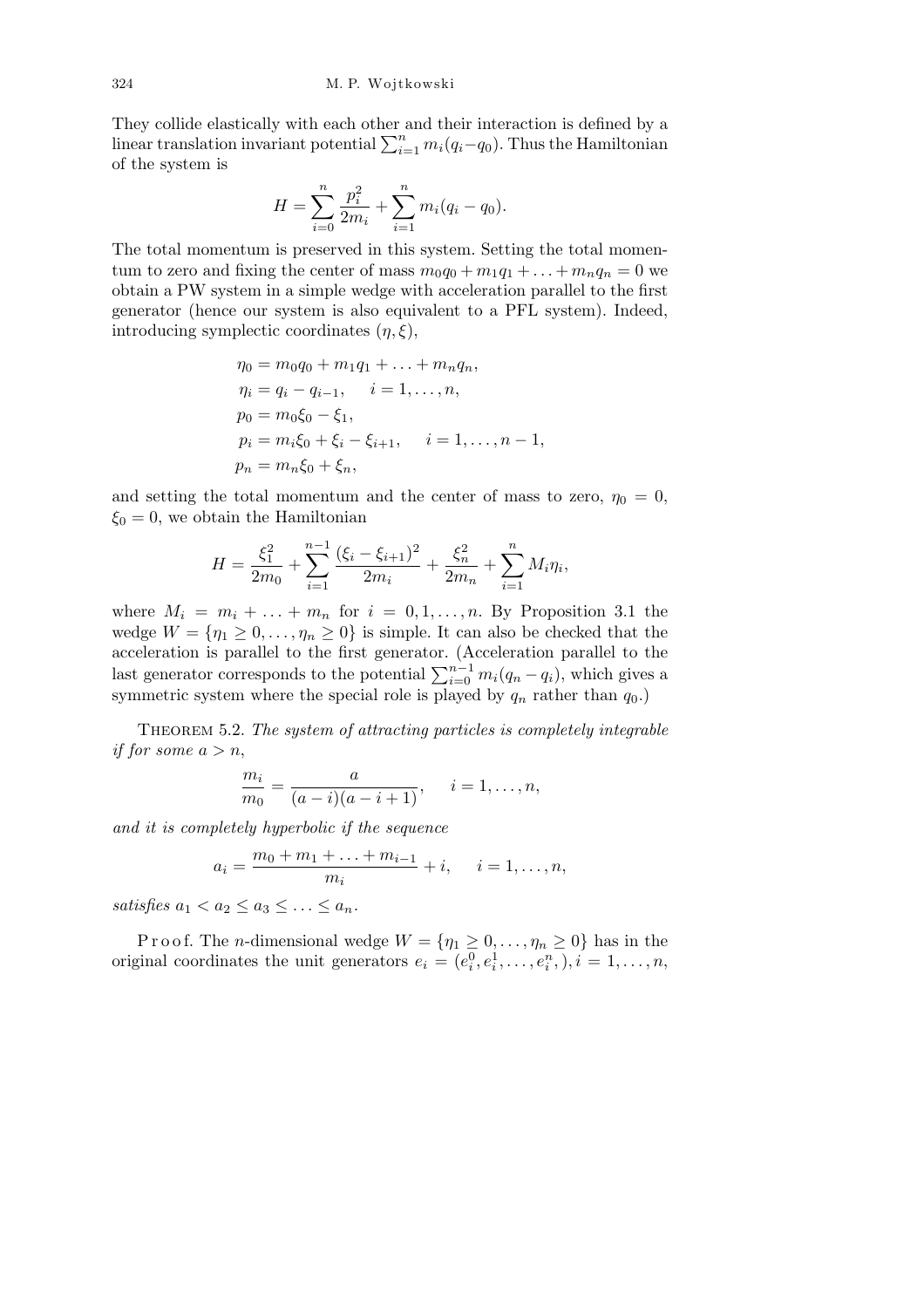They collide elastically with each other and their interaction is defined by a linear translation invariant potential $\sum_{i=1}^{n} m_i(q_i - q_0)$. Thus the Hamiltonian of the system is

$$H = \sum_{i=0}^{n} \frac{p_i^2}{2m_i} + \sum_{i=1}^{n} m_i(q_i - q_0).$$

The total momentum is preserved in this system. Setting the total momentum to zero and fixing the center of mass $m_0q_0 + m_1q_1 + \ldots + m_nq_n = 0$ we obtain a PW system in a simple wedge with acceleration parallel to the first generator (hence our system is also equivalent to a PFL system). Indeed, introducing symplectic coordinates $(\eta, \xi)$,

$$\begin{aligned}
\eta_0 &= m_0q_0 + m_1q_1 + \ldots + m_nq_n,\\
\eta_i &= q_i - q_{i-1}, \quad i = 1, \ldots, n,\\
p_0 &= m_0\xi_0 - \xi_1,\\
p_i &= m_i\xi_0 + \xi_i - \xi_{i+1}, \quad i = 1, \ldots, n-1,\\
p_n &= m_n\xi_0 + \xi_n,
\end{aligned}$$

and setting the total momentum and the center of mass to zero, $\eta_0 = 0$, $\xi_0 = 0$, we obtain the Hamiltonian

$$H = \frac{\xi_1^2}{2m_0} + \sum_{i=1}^{n-1} \frac{(\xi_i - \xi_{i+1})^2}{2m_i} + \frac{\xi_n^2}{2m_n} + \sum_{i=1}^{n} M_i\eta_i,$$

where $M_i = m_i + \ldots + m_n$ for $i = 0, 1, \ldots, n$. By Proposition 3.1 the wedge $W = \{\eta_1 \geq 0, \ldots, \eta_n \geq 0\}$ is simple. It can also be checked that the acceleration is parallel to the first generator. (Acceleration parallel to the last generator corresponds to the potential $\sum_{i=0}^{n-1} m_i(q_n - q_i)$, which gives a symmetric system where the special role is played by $q_n$ rather than $q_0$.)

Theorem 5.2. *The system of attracting particles is completely integrable if for some $a > n$,*

$$\frac{m_i}{m_0} = \frac{a}{(a-i)(a-i+1)}, \quad i = 1, \ldots, n,$$

*and it is completely hyperbolic if the sequence*

$$a_i = \frac{m_0 + m_1 + \ldots + m_{i-1}}{m_i} + i, \quad i = 1, \ldots, n,$$

*satisfies $a_1 < a_2 \leq a_3 \leq \ldots \leq a_n$.*

Proof. The $n$-dimensional wedge $W = \{\eta_1 \geq 0, \ldots, \eta_n \geq 0\}$ has in the original coordinates the unit generators $e_i = (e_i^0, e_i^1, \ldots, e_i^n, ), i = 1, \ldots, n$,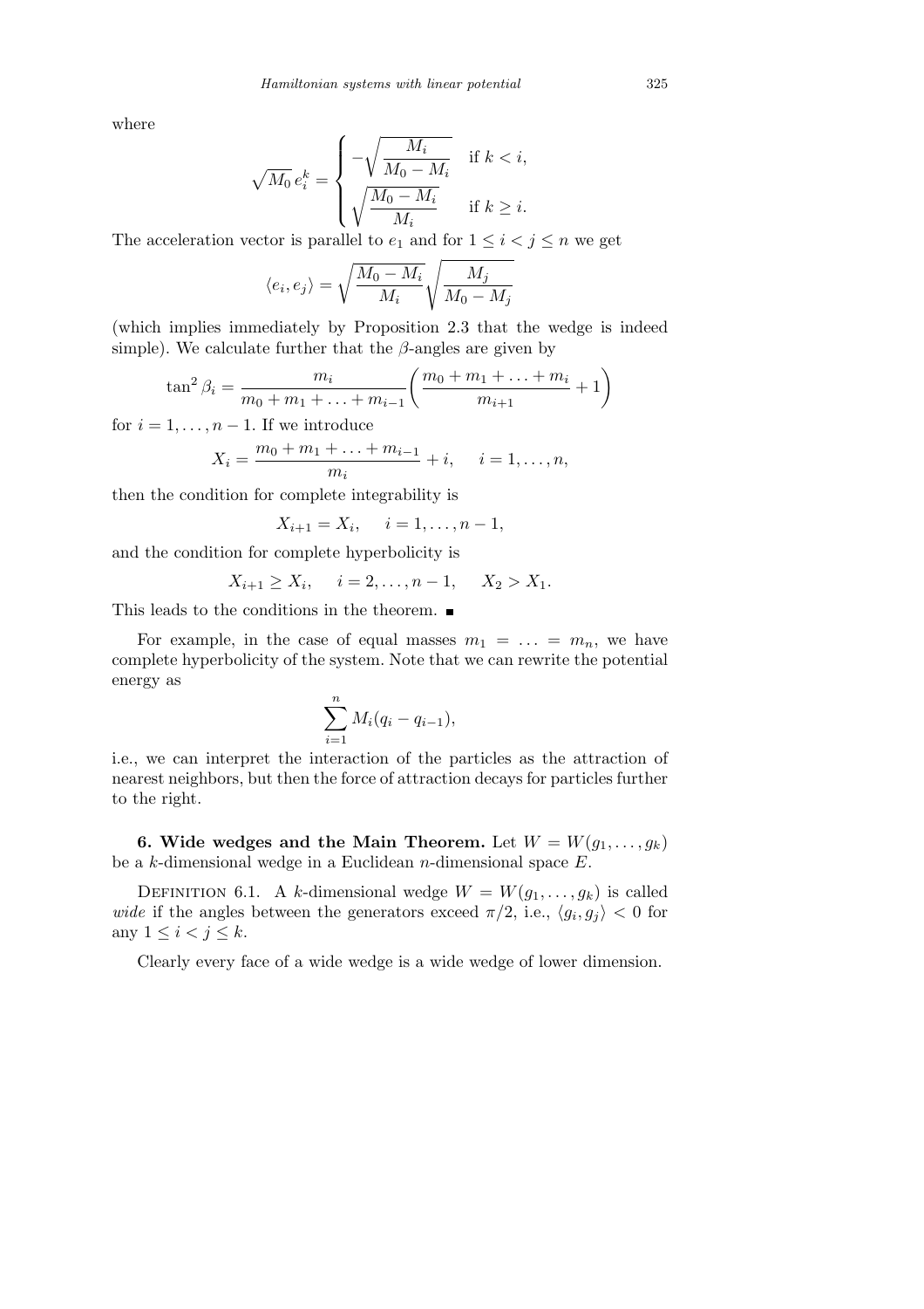where

$$\sqrt{M_0}\, e_i^k = \begin{cases} -\sqrt{\dfrac{M_i}{M_0 - M_i}} & \text{if } k < i, \\ \sqrt{\dfrac{M_0 - M_i}{M_i}} & \text{if } k \geq i. \end{cases}$$

The acceleration vector is parallel to $e_1$ and for $1 \leq i < j \leq n$ we get

$$\langle e_i, e_j \rangle = \sqrt{\frac{M_0 - M_i}{M_i}} \sqrt{\frac{M_j}{M_0 - M_j}}$$

(which implies immediately by Proposition 2.3 that the wedge is indeed simple). We calculate further that the $\beta$-angles are given by

$$\tan^2 \beta_i = \frac{m_i}{m_0 + m_1 + \ldots + m_{i-1}} \left( \frac{m_0 + m_1 + \ldots + m_i}{m_{i+1}} + 1 \right)$$

for $i = 1, \ldots, n-1$. If we introduce

$$X_i = \frac{m_0 + m_1 + \ldots + m_{i-1}}{m_i} + i, \quad i = 1, \ldots, n,$$

then the condition for complete integrability is

$$X_{i+1} = X_i, \quad i = 1, \ldots, n-1,$$

and the condition for complete hyperbolicity is

$$X_{i+1} \geq X_i, \quad i = 2, \ldots, n-1, \quad X_2 > X_1.$$

This leads to the conditions in the theorem. ∎

For example, in the case of equal masses $m_1 = \ldots = m_n$, we have complete hyperbolicity of the system. Note that we can rewrite the potential energy as

$$\sum_{i=1}^{n} M_i (q_i - q_{i-1}),$$

i.e., we can interpret the interaction of the particles as the attraction of nearest neighbors, but then the force of attraction decays for particles further to the right.

**6. Wide wedges and the Main Theorem.** Let $W = W(g_1, \ldots, g_k)$ be a $k$-dimensional wedge in a Euclidean $n$-dimensional space $E$.

Definition 6.1. A $k$-dimensional wedge $W = W(g_1, \ldots, g_k)$ is called *wide* if the angles between the generators exceed $\pi/2$, i.e., $\langle g_i, g_j \rangle < 0$ for any $1 \leq i < j \leq k$.

Clearly every face of a wide wedge is a wide wedge of lower dimension.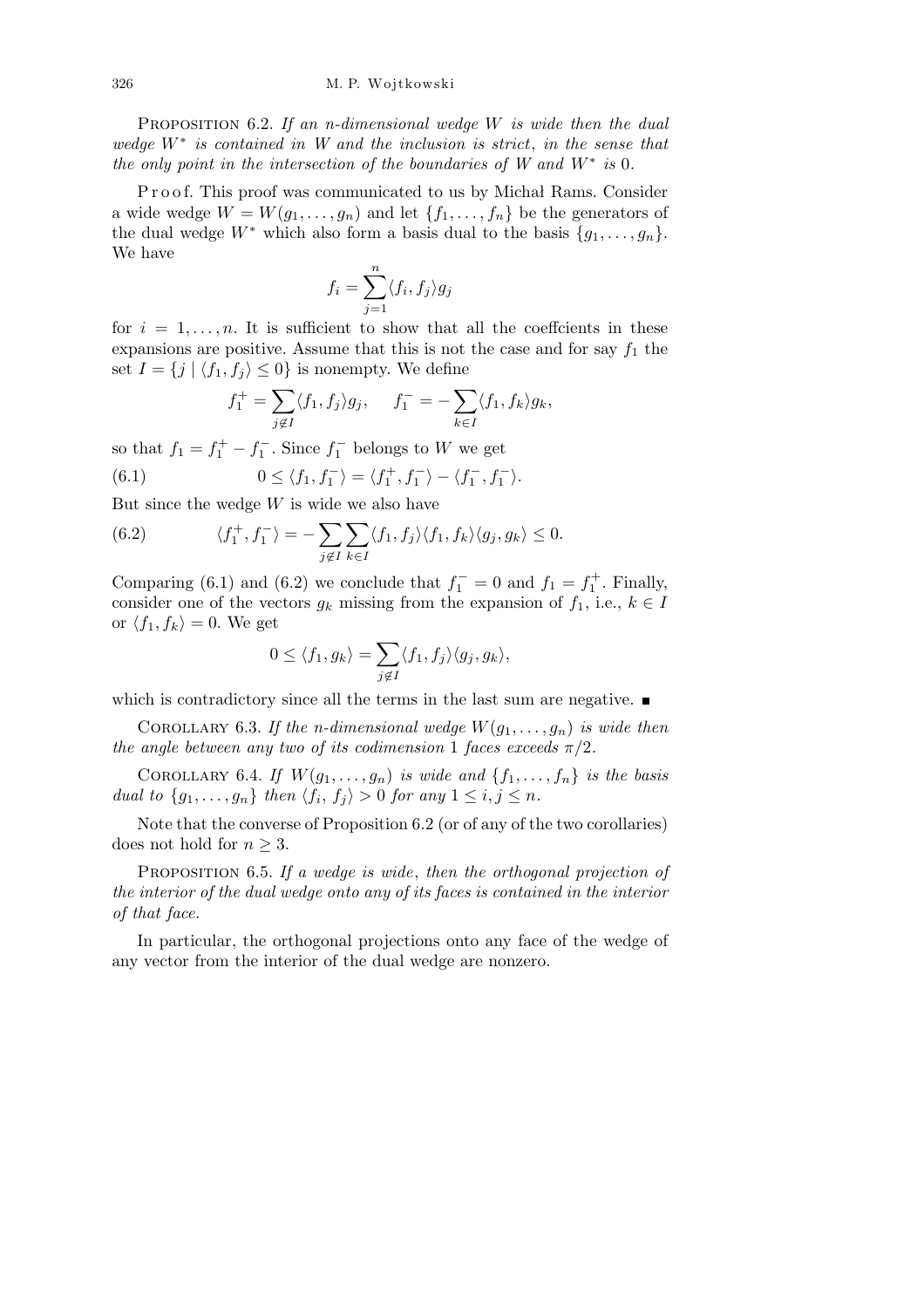**Proposition 6.2.** *If an $n$-dimensional wedge $W$ is wide then the dual wedge $W^*$ is contained in $W$ and the inclusion is strict, in the sense that the only point in the intersection of the boundaries of $W$ and $W^*$ is* 0.

Proof. This proof was communicated to us by Michał Rams. Consider a wide wedge $W = W(g_1, \ldots, g_n)$ and let $\{f_1, \ldots, f_n\}$ be the generators of the dual wedge $W^*$ which also form a basis dual to the basis $\{g_1, \ldots, g_n\}$. We have

$$f_i = \sum_{j=1}^{n} \langle f_i, f_j \rangle g_j$$

for $i = 1, \ldots, n$. It is sufficient to show that all the coeffcients in these expansions are positive. Assume that this is not the case and for say $f_1$ the set $I = \{j \mid \langle f_1, f_j \rangle \le 0\}$ is nonempty. We define

$$f_1^+ = \sum_{j \notin I} \langle f_1, f_j \rangle g_j, \quad f_1^- = -\sum_{k \in I} \langle f_1, f_k \rangle g_k,$$

so that $f_1 = f_1^+ - f_1^-$. Since $f_1^-$ belongs to $W$ we get

$$0 \le \langle f_1, f_1^- \rangle = \langle f_1^+, f_1^- \rangle - \langle f_1^-, f_1^- \rangle. \tag{6.1}$$

But since the wedge $W$ is wide we also have

$$\langle f_1^+, f_1^- \rangle = -\sum_{j \notin I} \sum_{k \in I} \langle f_1, f_j \rangle \langle f_1, f_k \rangle \langle g_j, g_k \rangle \le 0. \tag{6.2}$$

Comparing (6.1) and (6.2) we conclude that $f_1^- = 0$ and $f_1 = f_1^+$. Finally, consider one of the vectors $g_k$ missing from the expansion of $f_1$, i.e., $k \in I$ or $\langle f_1, f_k \rangle = 0$. We get

$$0 \le \langle f_1, g_k \rangle = \sum_{j \notin I} \langle f_1, f_j \rangle \langle g_j, g_k \rangle,$$

which is contradictory since all the terms in the last sum are negative. ∎

**Corollary 6.3.** *If the $n$-dimensional wedge $W(g_1, \ldots, g_n)$ is wide then the angle between any two of its codimension 1 faces exceeds $\pi/2$.*

**Corollary 6.4.** *If $W(g_1, \ldots, g_n)$ is wide and $\{f_1, \ldots, f_n\}$ is the basis dual to $\{g_1, \ldots, g_n\}$ then $\langle f_i, f_j \rangle > 0$ for any $1 \le i, j \le n$.*

Note that the converse of Proposition 6.2 (or of any of the two corollaries) does not hold for $n \ge 3$.

**Proposition 6.5.** *If a wedge is wide, then the orthogonal projection of the interior of the dual wedge onto any of its faces is contained in the interior of that face.*

In particular, the orthogonal projections onto any face of the wedge of any vector from the interior of the dual wedge are nonzero.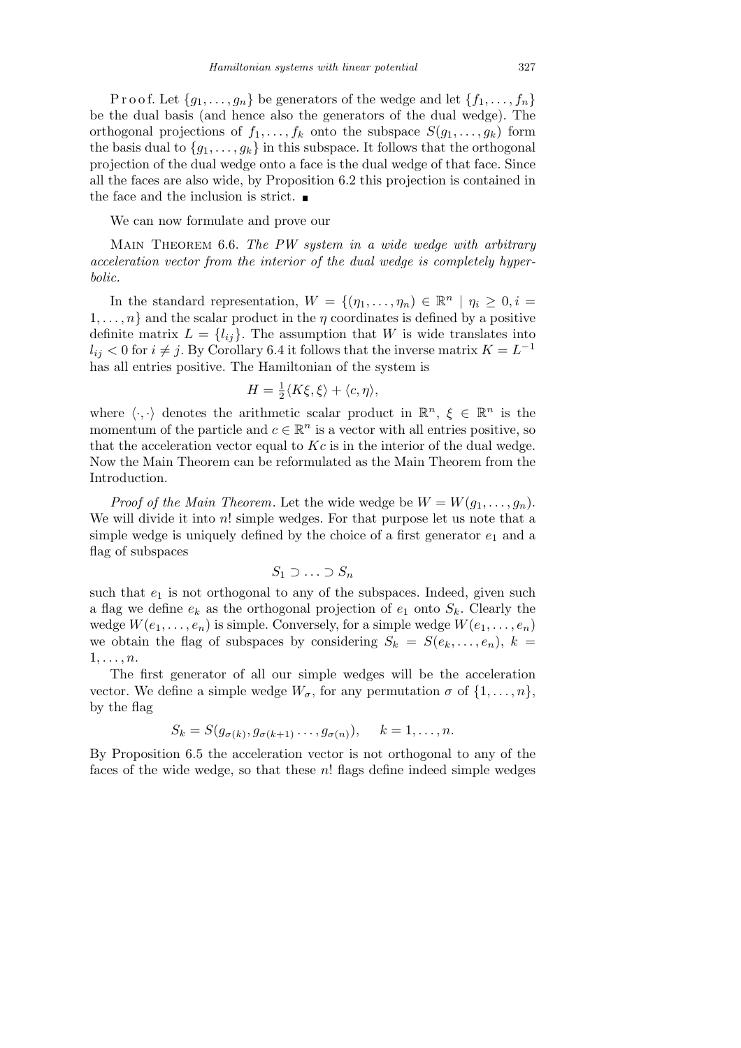P r o o f. Let $\{g_1, \ldots, g_n\}$ be generators of the wedge and let $\{f_1, \ldots, f_n\}$ be the dual basis (and hence also the generators of the dual wedge). The orthogonal projections of $f_1, \ldots, f_k$ onto the subspace $S(g_1, \ldots, g_k)$ form the basis dual to $\{g_1, \ldots, g_k\}$ in this subspace. It follows that the orthogonal projection of the dual wedge onto a face is the dual wedge of that face. Since all the faces are also wide, by Proposition 6.2 this projection is contained in the face and the inclusion is strict. ∎

We can now formulate and prove our

MAIN THEOREM 6.6. *The PW system in a wide wedge with arbitrary acceleration vector from the interior of the dual wedge is completely hyperbolic.*

In the standard representation, $W = \{(\eta_1, \ldots, \eta_n) \in \mathbb{R}^n \mid \eta_i \geq 0, i = 1, \ldots, n\}$ and the scalar product in the $\eta$ coordinates is defined by a positive definite matrix $L = \{l_{ij}\}$. The assumption that $W$ is wide translates into $l_{ij} < 0$ for $i \neq j$. By Corollary 6.4 it follows that the inverse matrix $K = L^{-1}$ has all entries positive. The Hamiltonian of the system is

$$H = \tfrac{1}{2}\langle K\xi, \xi\rangle + \langle c, \eta\rangle,$$

where $\langle\cdot,\cdot\rangle$ denotes the arithmetic scalar product in $\mathbb{R}^n$, $\xi \in \mathbb{R}^n$ is the momentum of the particle and $c \in \mathbb{R}^n$ is a vector with all entries positive, so that the acceleration vector equal to $Kc$ is in the interior of the dual wedge. Now the Main Theorem can be reformulated as the Main Theorem from the Introduction.

*Proof of the Main Theorem*. Let the wide wedge be $W = W(g_1, \ldots, g_n)$. We will divide it into $n!$ simple wedges. For that purpose let us note that a simple wedge is uniquely defined by the choice of a first generator $e_1$ and a flag of subspaces

$$S_1 \supset \ldots \supset S_n$$

such that $e_1$ is not orthogonal to any of the subspaces. Indeed, given such a flag we define $e_k$ as the orthogonal projection of $e_1$ onto $S_k$. Clearly the wedge $W(e_1, \ldots, e_n)$ is simple. Conversely, for a simple wedge $W(e_1, \ldots, e_n)$ we obtain the flag of subspaces by considering $S_k = S(e_k, \ldots, e_n)$, $k = 1, \ldots, n$.

The first generator of all our simple wedges will be the acceleration vector. We define a simple wedge $W_\sigma$, for any permutation $\sigma$ of $\{1, \ldots, n\}$, by the flag

$$S_k = S(g_{\sigma(k)}, g_{\sigma(k+1)} \ldots, g_{\sigma(n)}), \quad k = 1, \ldots, n.$$

By Proposition 6.5 the acceleration vector is not orthogonal to any of the faces of the wide wedge, so that these $n!$ flags define indeed simple wedges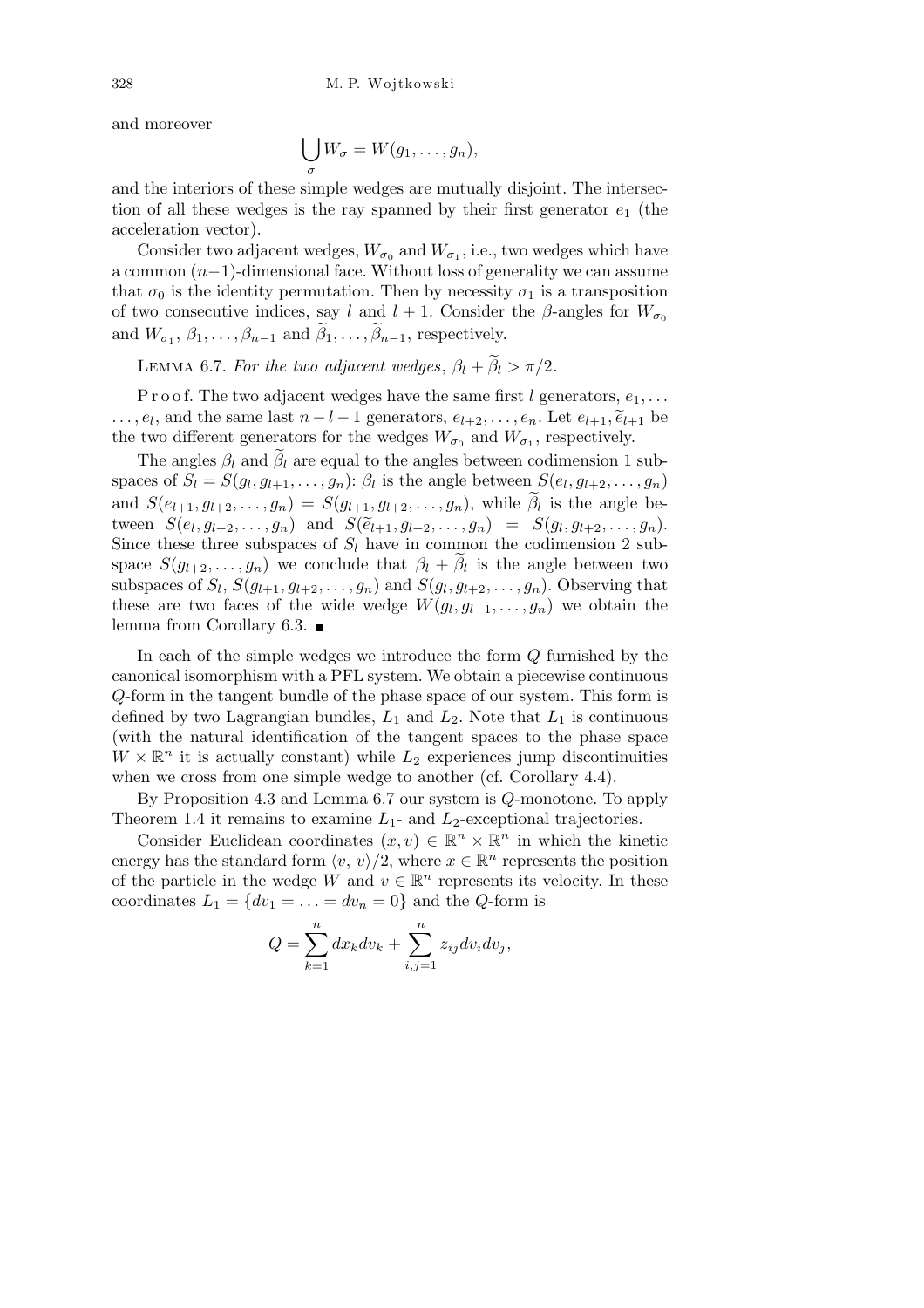and moreover

$$\bigcup_{\sigma} W_\sigma = W(g_1, \ldots, g_n),$$

and the interiors of these simple wedges are mutually disjoint. The intersection of all these wedges is the ray spanned by their first generator $e_1$ (the acceleration vector).

Consider two adjacent wedges, $W_{\sigma_0}$ and $W_{\sigma_1}$, i.e., two wedges which have a common $(n-1)$-dimensional face. Without loss of generality we can assume that $\sigma_0$ is the identity permutation. Then by necessity $\sigma_1$ is a transposition of two consecutive indices, say $l$ and $l+1$. Consider the $\beta$-angles for $W_{\sigma_0}$ and $W_{\sigma_1}$, $\beta_1, \ldots, \beta_{n-1}$ and $\widetilde{\beta}_1, \ldots, \widetilde{\beta}_{n-1}$, respectively.

LEMMA 6.7. *For the two adjacent wedges, $\beta_l + \widetilde{\beta}_l > \pi/2$.*

P r o o f. The two adjacent wedges have the same first $l$ generators, $e_1, \ldots, e_l$, and the same last $n-l-1$ generators, $e_{l+2}, \ldots, e_n$. Let $e_{l+1}, \widetilde{e}_{l+1}$ be the two different generators for the wedges $W_{\sigma_0}$ and $W_{\sigma_1}$, respectively.

The angles $\beta_l$ and $\widetilde{\beta}_l$ are equal to the angles between codimension 1 subspaces of $S_l = S(g_l, g_{l+1}, \ldots, g_n)$: $\beta_l$ is the angle between $S(e_l, g_{l+2}, \ldots, g_n)$ and $S(e_{l+1}, g_{l+2}, \ldots, g_n) = S(g_{l+1}, g_{l+2}, \ldots, g_n)$, while $\widetilde{\beta}_l$ is the angle between $S(e_l, g_{l+2}, \ldots, g_n)$ and $S(\widetilde{e}_{l+1}, g_{l+2}, \ldots, g_n) = S(g_l, g_{l+2}, \ldots, g_n)$. Since these three subspaces of $S_l$ have in common the codimension 2 subspace $S(g_{l+2}, \ldots, g_n)$ we conclude that $\beta_l + \widetilde{\beta}_l$ is the angle between two subspaces of $S_l$, $S(g_{l+1}, g_{l+2}, \ldots, g_n)$ and $S(g_l, g_{l+2}, \ldots, g_n)$. Observing that these are two faces of the wide wedge $W(g_l, g_{l+1}, \ldots, g_n)$ we obtain the lemma from Corollary 6.3. ∎

In each of the simple wedges we introduce the form $Q$ furnished by the canonical isomorphism with a PFL system. We obtain a piecewise continuous $Q$-form in the tangent bundle of the phase space of our system. This form is defined by two Lagrangian bundles, $L_1$ and $L_2$. Note that $L_1$ is continuous (with the natural identification of the tangent spaces to the phase space $W \times \mathbb{R}^n$ it is actually constant) while $L_2$ experiences jump discontinuities when we cross from one simple wedge to another (cf. Corollary 4.4).

By Proposition 4.3 and Lemma 6.7 our system is $Q$-monotone. To apply Theorem 1.4 it remains to examine $L_1$- and $L_2$-exceptional trajectories.

Consider Euclidean coordinates $(x, v) \in \mathbb{R}^n \times \mathbb{R}^n$ in which the kinetic energy has the standard form $\langle v, v\rangle/2$, where $x \in \mathbb{R}^n$ represents the position of the particle in the wedge $W$ and $v \in \mathbb{R}^n$ represents its velocity. In these coordinates $L_1 = \{dv_1 = \ldots = dv_n = 0\}$ and the $Q$-form is

$$Q = \sum_{k=1}^{n} dx_k dv_k + \sum_{i,j=1}^{n} z_{ij} dv_i dv_j,$$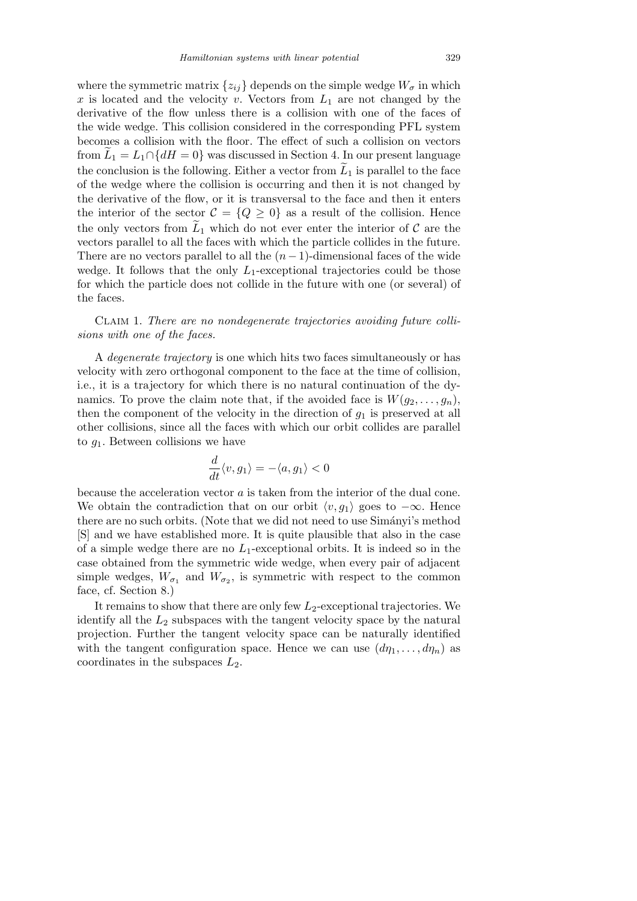where the symmetric matrix $\{z_{ij}\}$ depends on the simple wedge $W_\sigma$ in which $x$ is located and the velocity $v$. Vectors from $L_1$ are not changed by the derivative of the flow unless there is a collision with one of the faces of the wide wedge. This collision considered in the corresponding PFL system becomes a collision with the floor. The effect of such a collision on vectors from $\widetilde{L}_1 = L_1 \cap \{dH = 0\}$ was discussed in Section 4. In our present language the conclusion is the following. Either a vector from $\widetilde{L}_1$ is parallel to the face of the wedge where the collision is occurring and then it is not changed by the derivative of the flow, or it is transversal to the face and then it enters the interior of the sector $\mathcal{C} = \{Q \geq 0\}$ as a result of the collision. Hence the only vectors from $\widetilde{L}_1$ which do not ever enter the interior of $\mathcal{C}$ are the vectors parallel to all the faces with which the particle collides in the future. There are no vectors parallel to all the $(n-1)$-dimensional faces of the wide wedge. It follows that the only $L_1$-exceptional trajectories could be those for which the particle does not collide in the future with one (or several) of the faces.

Claim 1. *There are no nondegenerate trajectories avoiding future collisions with one of the faces.*

A *degenerate trajectory* is one which hits two faces simultaneously or has velocity with zero orthogonal component to the face at the time of collision, i.e., it is a trajectory for which there is no natural continuation of the dynamics. To prove the claim note that, if the avoided face is $W(g_2, \ldots, g_n)$, then the component of the velocity in the direction of $g_1$ is preserved at all other collisions, since all the faces with which our orbit collides are parallel to $g_1$. Between collisions we have

$$\frac{d}{dt}\langle v, g_1\rangle = -\langle a, g_1\rangle < 0$$

because the acceleration vector $a$ is taken from the interior of the dual cone. We obtain the contradiction that on our orbit $\langle v, g_1\rangle$ goes to $-\infty$. Hence there are no such orbits. (Note that we did not need to use Simányi's method [S] and we have established more. It is quite plausible that also in the case of a simple wedge there are no $L_1$-exceptional orbits. It is indeed so in the case obtained from the symmetric wide wedge, when every pair of adjacent simple wedges, $W_{\sigma_1}$ and $W_{\sigma_2}$, is symmetric with respect to the common face, cf. Section 8.)

It remains to show that there are only few $L_2$-exceptional trajectories. We identify all the $L_2$ subspaces with the tangent velocity space by the natural projection. Further the tangent velocity space can be naturally identified with the tangent configuration space. Hence we can use $(d\eta_1, \ldots, d\eta_n)$ as coordinates in the subspaces $L_2$.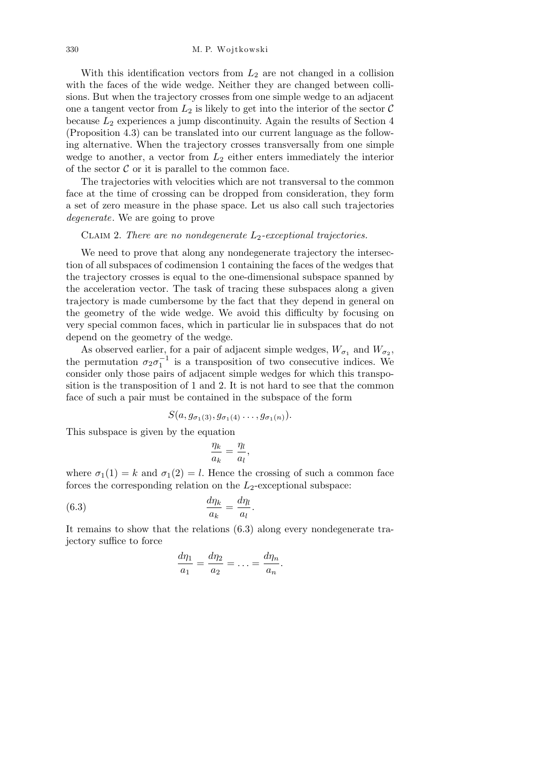With this identification vectors from $L_2$ are not changed in a collision with the faces of the wide wedge. Neither they are changed between collisions. But when the trajectory crosses from one simple wedge to an adjacent one a tangent vector from $L_2$ is likely to get into the interior of the sector $\mathcal{C}$ because $L_2$ experiences a jump discontinuity. Again the results of Section 4 (Proposition 4.3) can be translated into our current language as the following alternative. When the trajectory crosses transversally from one simple wedge to another, a vector from $L_2$ either enters immediately the interior of the sector $\mathcal{C}$ or it is parallel to the common face.

The trajectories with velocities which are not transversal to the common face at the time of crossing can be dropped from consideration, they form a set of zero measure in the phase space. Let us also call such trajectories *degenerate*. We are going to prove

CLAIM 2. *There are no nondegenerate $L_2$-exceptional trajectories.*

We need to prove that along any nondegenerate trajectory the intersection of all subspaces of codimension 1 containing the faces of the wedges that the trajectory crosses is equal to the one-dimensional subspace spanned by the acceleration vector. The task of tracing these subspaces along a given trajectory is made cumbersome by the fact that they depend in general on the geometry of the wide wedge. We avoid this difficulty by focusing on very special common faces, which in particular lie in subspaces that do not depend on the geometry of the wedge.

As observed earlier, for a pair of adjacent simple wedges, $W_{\sigma_1}$ and $W_{\sigma_2}$, the permutation $\sigma_2\sigma_1^{-1}$ is a transposition of two consecutive indices. We consider only those pairs of adjacent simple wedges for which this transposition is the transposition of 1 and 2. It is not hard to see that the common face of such a pair must be contained in the subspace of the form

$$S(a, g_{\sigma_1(3)}, g_{\sigma_1(4)} \ldots, g_{\sigma_1(n)}).$$

This subspace is given by the equation

$$\frac{\eta_k}{a_k} = \frac{\eta_l}{a_l},$$

where $\sigma_1(1) = k$ and $\sigma_1(2) = l$. Hence the crossing of such a common face forces the corresponding relation on the $L_2$-exceptional subspace:

$$\frac{d\eta_k}{a_k} = \frac{d\eta_l}{a_l}. \tag{6.3}$$

It remains to show that the relations (6.3) along every nondegenerate trajectory suffice to force

$$\frac{d\eta_1}{a_1} = \frac{d\eta_2}{a_2} = \ldots = \frac{d\eta_n}{a_n}.$$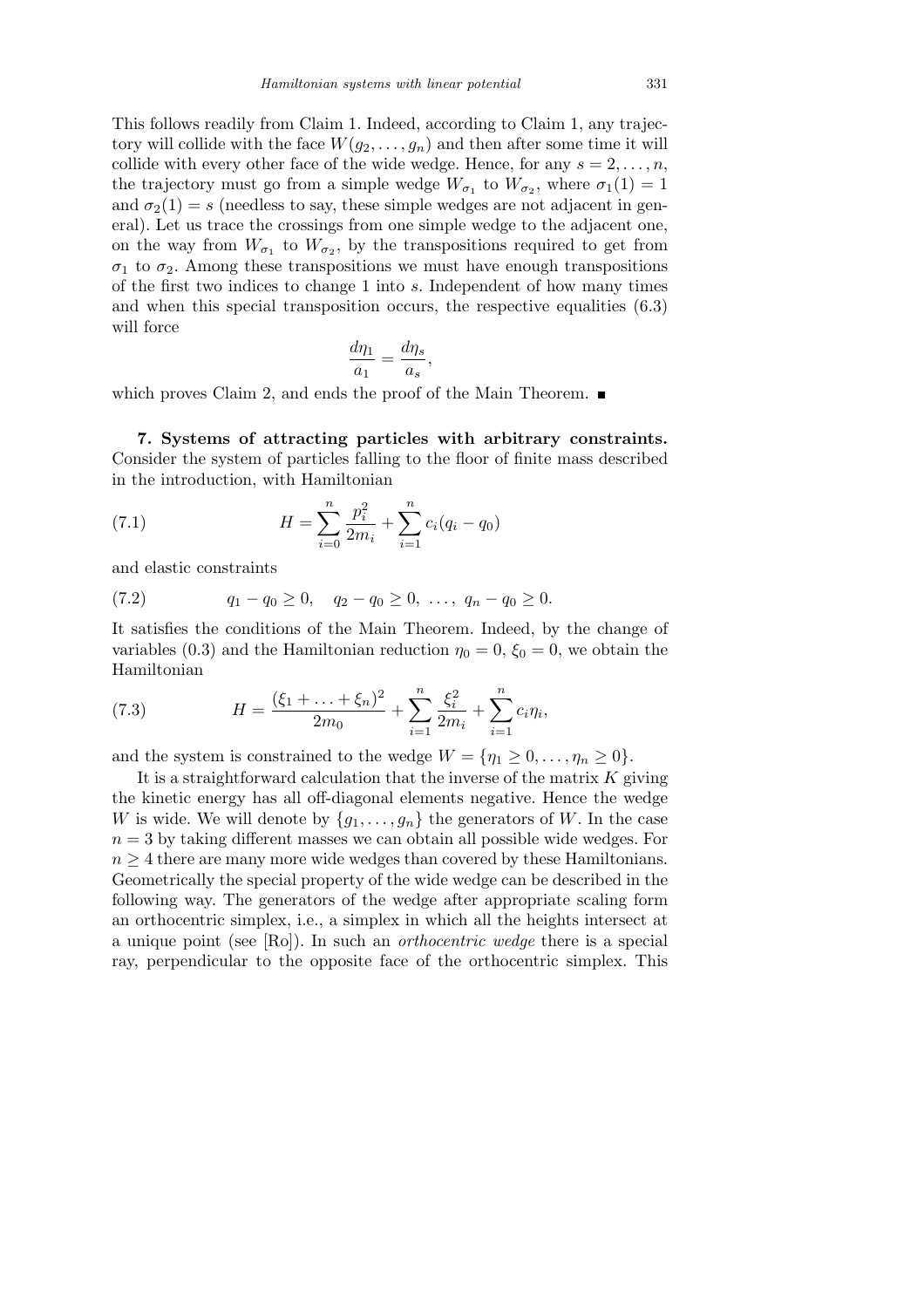This follows readily from Claim 1. Indeed, according to Claim 1, any trajectory will collide with the face $W(g_2, \ldots, g_n)$ and then after some time it will collide with every other face of the wide wedge. Hence, for any $s = 2, \ldots, n$, the trajectory must go from a simple wedge $W_{\sigma_1}$ to $W_{\sigma_2}$, where $\sigma_1(1) = 1$ and $\sigma_2(1) = s$ (needless to say, these simple wedges are not adjacent in general). Let us trace the crossings from one simple wedge to the adjacent one, on the way from $W_{\sigma_1}$ to $W_{\sigma_2}$, by the transpositions required to get from $\sigma_1$ to $\sigma_2$. Among these transpositions we must have enough transpositions of the first two indices to change 1 into $s$. Independent of how many times and when this special transposition occurs, the respective equalities (6.3) will force

$$\frac{d\eta_1}{a_1} = \frac{d\eta_s}{a_s},$$

which proves Claim 2, and ends the proof of the Main Theorem. ∎

**7. Systems of attracting particles with arbitrary constraints.** Consider the system of particles falling to the floor of finite mass described in the introduction, with Hamiltonian

$$H = \sum_{i=0}^{n} \frac{p_i^2}{2m_i} + \sum_{i=1}^{n} c_i(q_i - q_0) \tag{7.1}$$

and elastic constraints

$$q_1 - q_0 \geq 0, \quad q_2 - q_0 \geq 0, \ \ldots, \ q_n - q_0 \geq 0. \tag{7.2}$$

It satisfies the conditions of the Main Theorem. Indeed, by the change of variables (0.3) and the Hamiltonian reduction $\eta_0 = 0$, $\xi_0 = 0$, we obtain the Hamiltonian

$$H = \frac{(\xi_1 + \ldots + \xi_n)^2}{2m_0} + \sum_{i=1}^{n} \frac{\xi_i^2}{2m_i} + \sum_{i=1}^{n} c_i\eta_i, \tag{7.3}$$

and the system is constrained to the wedge $W = \{\eta_1 \geq 0, \ldots, \eta_n \geq 0\}$.

It is a straightforward calculation that the inverse of the matrix $K$ giving the kinetic energy has all off-diagonal elements negative. Hence the wedge $W$ is wide. We will denote by $\{g_1, \ldots, g_n\}$ the generators of $W$. In the case $n = 3$ by taking different masses we can obtain all possible wide wedges. For $n \geq 4$ there are many more wide wedges than covered by these Hamiltonians. Geometrically the special property of the wide wedge can be described in the following way. The generators of the wedge after appropriate scaling form an orthocentric simplex, i.e., a simplex in which all the heights intersect at a unique point (see [Ro]). In such an *orthocentric wedge* there is a special ray, perpendicular to the opposite face of the orthocentric simplex. This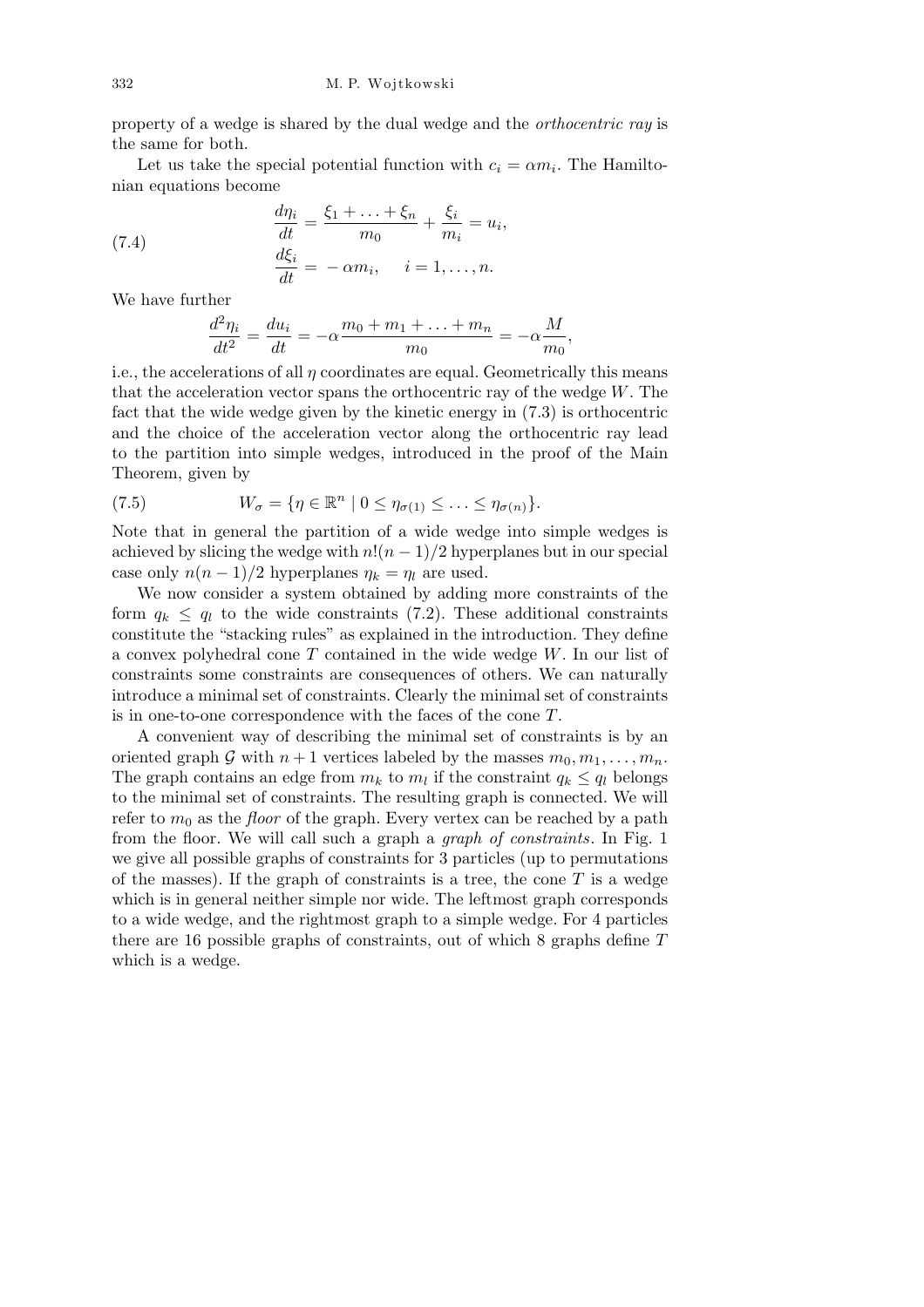property of a wedge is shared by the dual wedge and the *orthocentric ray* is the same for both.

Let us take the special potential function with $c_i = \alpha m_i$. The Hamiltonian equations become

$$\begin{aligned} \frac{d\eta_i}{dt} &= \frac{\xi_1 + \ldots + \xi_n}{m_0} + \frac{\xi_i}{m_i} = u_i, \\ \frac{d\xi_i}{dt} &= -\alpha m_i, \quad i = 1, \ldots, n. \end{aligned} \tag{7.4}$$

We have further

$$\frac{d^2\eta_i}{dt^2} = \frac{du_i}{dt} = -\alpha \frac{m_0 + m_1 + \ldots + m_n}{m_0} = -\alpha \frac{M}{m_0},$$

i.e., the accelerations of all $\eta$ coordinates are equal. Geometrically this means that the acceleration vector spans the orthocentric ray of the wedge $W$. The fact that the wide wedge given by the kinetic energy in (7.3) is orthocentric and the choice of the acceleration vector along the orthocentric ray lead to the partition into simple wedges, introduced in the proof of the Main Theorem, given by

$$W_\sigma = \{\eta \in \mathbb{R}^n \mid 0 \le \eta_{\sigma(1)} \le \ldots \le \eta_{\sigma(n)}\}. \tag{7.5}$$

Note that in general the partition of a wide wedge into simple wedges is achieved by slicing the wedge with $n!(n-1)/2$ hyperplanes but in our special case only $n(n-1)/2$ hyperplanes $\eta_k = \eta_l$ are used.

We now consider a system obtained by adding more constraints of the form $q_k \le q_l$ to the wide constraints (7.2). These additional constraints constitute the "stacking rules" as explained in the introduction. They define a convex polyhedral cone $T$ contained in the wide wedge $W$. In our list of constraints some constraints are consequences of others. We can naturally introduce a minimal set of constraints. Clearly the minimal set of constraints is in one-to-one correspondence with the faces of the cone $T$.

A convenient way of describing the minimal set of constraints is by an oriented graph $\mathcal{G}$ with $n+1$ vertices labeled by the masses $m_0, m_1, \ldots, m_n$. The graph contains an edge from $m_k$ to $m_l$ if the constraint $q_k \le q_l$ belongs to the minimal set of constraints. The resulting graph is connected. We will refer to $m_0$ as the *floor* of the graph. Every vertex can be reached by a path from the floor. We will call such a graph a *graph of constraints*. In Fig. 1 we give all possible graphs of constraints for 3 particles (up to permutations of the masses). If the graph of constraints is a tree, the cone $T$ is a wedge which is in general neither simple nor wide. The leftmost graph corresponds to a wide wedge, and the rightmost graph to a simple wedge. For 4 particles there are 16 possible graphs of constraints, out of which 8 graphs define $T$ which is a wedge.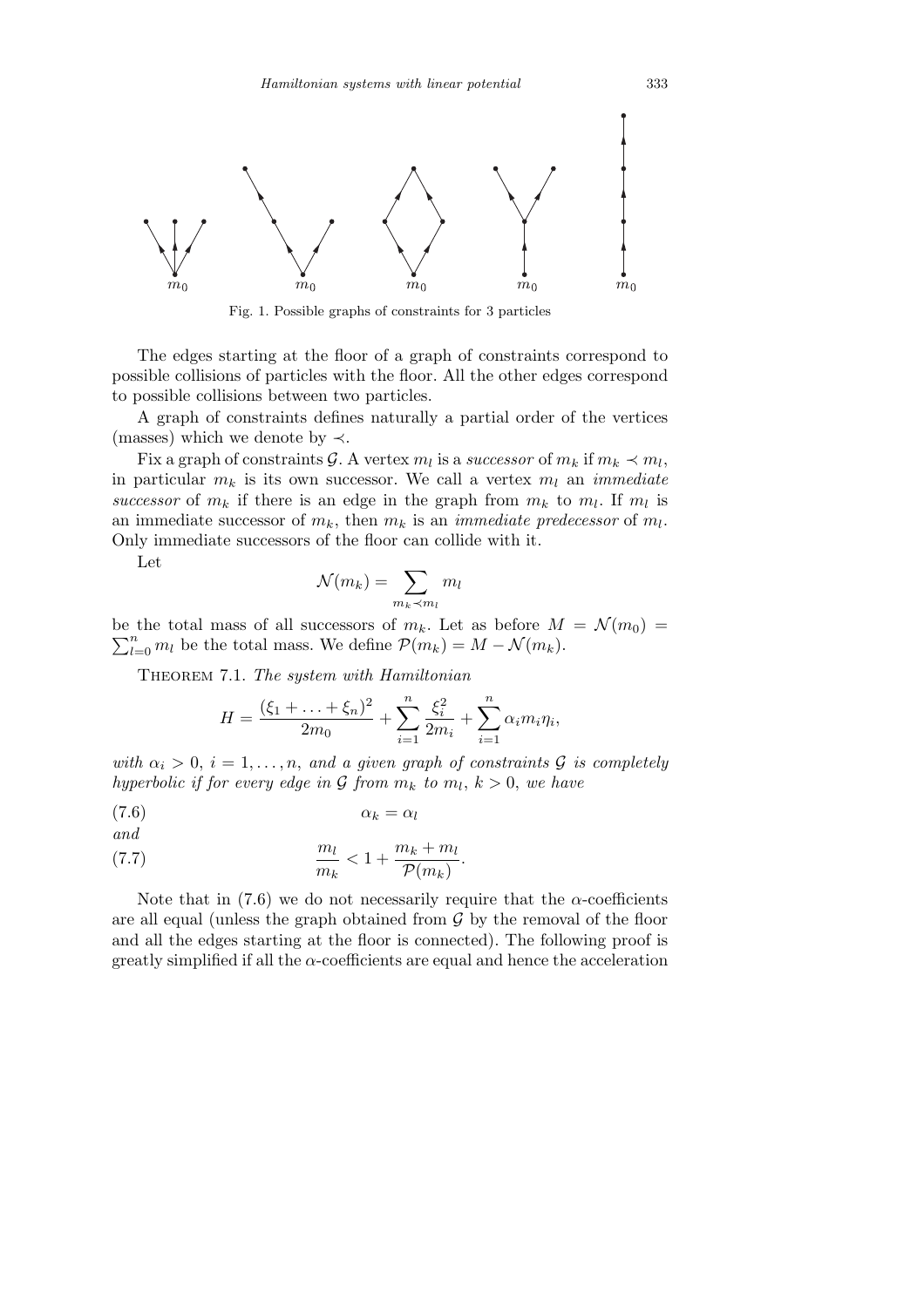Fig. 1. Possible graphs of constraints for 3 particles

The edges starting at the floor of a graph of constraints correspond to possible collisions of particles with the floor. All the other edges correspond to possible collisions between two particles.

A graph of constraints defines naturally a partial order of the vertices (masses) which we denote by $\prec$.

Fix a graph of constraints $\mathcal{G}$. A vertex $m_l$ is a *successor* of $m_k$ if $m_k \prec m_l$, in particular $m_k$ is its own successor. We call a vertex $m_l$ an *immediate successor* of $m_k$ if there is an edge in the graph from $m_k$ to $m_l$. If $m_l$ is an immediate successor of $m_k$, then $m_k$ is an *immediate predecessor* of $m_l$. Only immediate successors of the floor can collide with it.

Let

$$\mathcal{N}(m_k) = \sum_{m_k \prec m_l} m_l$$

be the total mass of all successors of $m_k$. Let as before $M = \mathcal{N}(m_0) = \sum_{l=0}^{n} m_l$ be the total mass. We define $\mathcal{P}(m_k) = M - \mathcal{N}(m_k)$.

THEOREM 7.1. *The system with Hamiltonian*

$$H = \frac{(\xi_1 + \ldots + \xi_n)^2}{2m_0} + \sum_{i=1}^{n} \frac{\xi_i^2}{2m_i} + \sum_{i=1}^{n} \alpha_i m_i \eta_i,$$

*with $\alpha_i > 0$, $i = 1, \ldots, n$, and a given graph of constraints $\mathcal{G}$ is completely hyperbolic if for every edge in $\mathcal{G}$ from $m_k$ to $m_l$, $k > 0$, we have*

$$\alpha_k = \alpha_l \tag{7.6}$$

*and*

$$\frac{m_l}{m_k} < 1 + \frac{m_k + m_l}{\mathcal{P}(m_k)}. \tag{7.7}$$

Note that in (7.6) we do not necessarily require that the $\alpha$-coefficients are all equal (unless the graph obtained from $\mathcal{G}$ by the removal of the floor and all the edges starting at the floor is connected). The following proof is greatly simplified if all the $\alpha$-coefficients are equal and hence the acceleration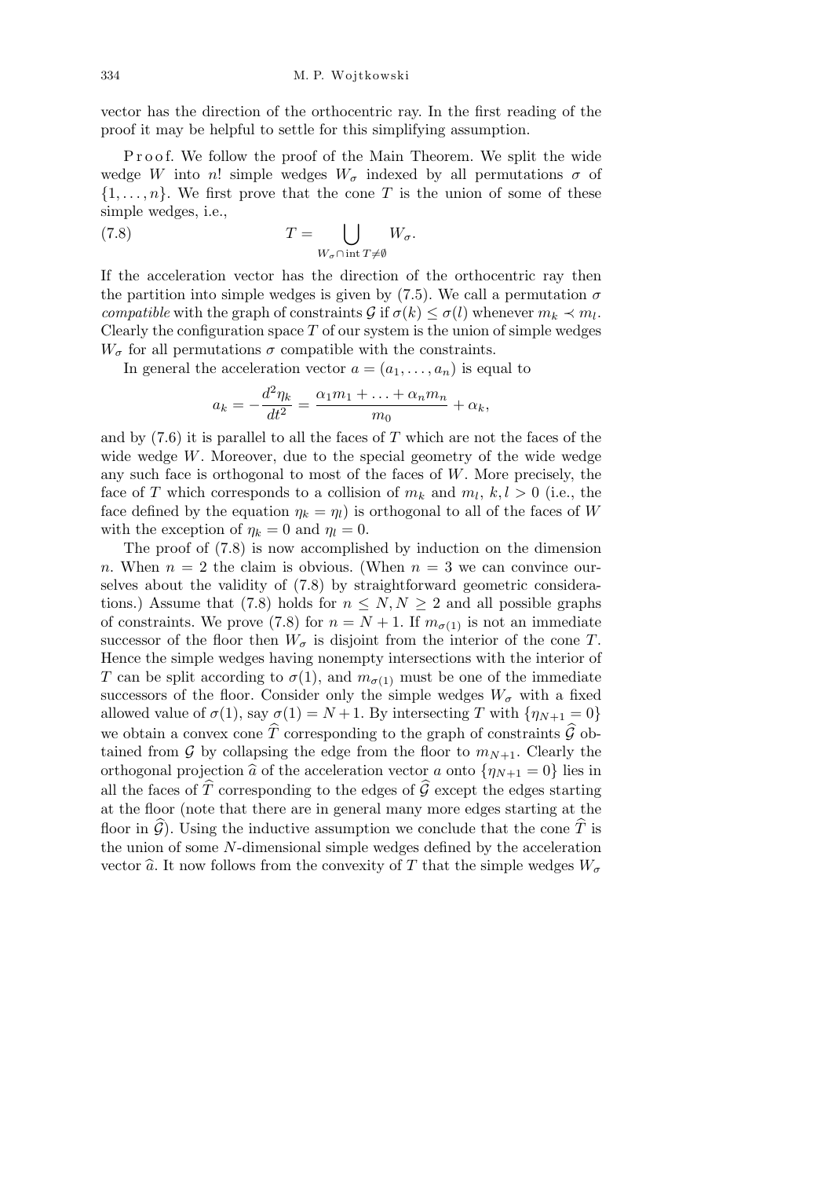vector has the direction of the orthocentric ray. In the first reading of the proof it may be helpful to settle for this simplifying assumption.

Proof. We follow the proof of the Main Theorem. We split the wide wedge $W$ into $n!$ simple wedges $W_\sigma$ indexed by all permutations $\sigma$ of $\{1,\ldots,n\}$. We first prove that the cone $T$ is the union of some of these simple wedges, i.e.,

$$T = \bigcup_{W_\sigma \cap \operatorname{int} T \neq \emptyset} W_\sigma. \tag{7.8}$$

If the acceleration vector has the direction of the orthocentric ray then the partition into simple wedges is given by (7.5). We call a permutation $\sigma$ *compatible* with the graph of constraints $\mathcal{G}$ if $\sigma(k) \le \sigma(l)$ whenever $m_k \prec m_l$. Clearly the configuration space $T$ of our system is the union of simple wedges $W_\sigma$ for all permutations $\sigma$ compatible with the constraints.

In general the acceleration vector $a = (a_1, \ldots, a_n)$ is equal to

$$a_k = -\frac{d^2\eta_k}{dt^2} = \frac{\alpha_1 m_1 + \ldots + \alpha_n m_n}{m_0} + \alpha_k,$$

and by (7.6) it is parallel to all the faces of $T$ which are not the faces of the wide wedge $W$. Moreover, due to the special geometry of the wide wedge any such face is orthogonal to most of the faces of $W$. More precisely, the face of $T$ which corresponds to a collision of $m_k$ and $m_l$, $k, l > 0$ (i.e., the face defined by the equation $\eta_k = \eta_l$) is orthogonal to all of the faces of $W$ with the exception of $\eta_k = 0$ and $\eta_l = 0$.

The proof of (7.8) is now accomplished by induction on the dimension $n$. When $n = 2$ the claim is obvious. (When $n = 3$ we can convince ourselves about the validity of (7.8) by straightforward geometric considerations.) Assume that (7.8) holds for $n \le N, N \ge 2$ and all possible graphs of constraints. We prove (7.8) for $n = N+1$. If $m_{\sigma(1)}$ is not an immediate successor of the floor then $W_\sigma$ is disjoint from the interior of the cone $T$. Hence the simple wedges having nonempty intersections with the interior of $T$ can be split according to $\sigma(1)$, and $m_{\sigma(1)}$ must be one of the immediate successors of the floor. Consider only the simple wedges $W_\sigma$ with a fixed allowed value of $\sigma(1)$, say $\sigma(1) = N+1$. By intersecting $T$ with $\{\eta_{N+1} = 0\}$ we obtain a convex cone $\widehat{T}$ corresponding to the graph of constraints $\widehat{\mathcal{G}}$ obtained from $\mathcal{G}$ by collapsing the edge from the floor to $m_{N+1}$. Clearly the orthogonal projection $\widehat{a}$ of the acceleration vector $a$ onto $\{\eta_{N+1} = 0\}$ lies in all the faces of $\widehat{T}$ corresponding to the edges of $\widehat{\mathcal{G}}$ except the edges starting at the floor (note that there are in general many more edges starting at the floor in $\widehat{\mathcal{G}}$). Using the inductive assumption we conclude that the cone $\widehat{T}$ is the union of some $N$-dimensional simple wedges defined by the acceleration vector $\widehat{a}$. It now follows from the convexity of $T$ that the simple wedges $W_\sigma$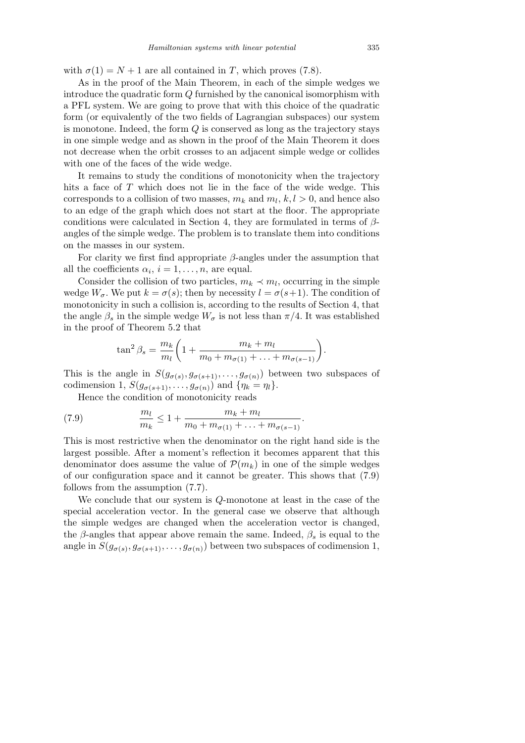with $\sigma(1) = N + 1$ are all contained in $T$, which proves (7.8).

As in the proof of the Main Theorem, in each of the simple wedges we introduce the quadratic form $Q$ furnished by the canonical isomorphism with a PFL system. We are going to prove that with this choice of the quadratic form (or equivalently of the two fields of Lagrangian subspaces) our system is monotone. Indeed, the form $Q$ is conserved as long as the trajectory stays in one simple wedge and as shown in the proof of the Main Theorem it does not decrease when the orbit crosses to an adjacent simple wedge or collides with one of the faces of the wide wedge.

It remains to study the conditions of monotonicity when the trajectory hits a face of $T$ which does not lie in the face of the wide wedge. This corresponds to a collision of two masses, $m_k$ and $m_l$, $k, l > 0$, and hence also to an edge of the graph which does not start at the floor. The appropriate conditions were calculated in Section 4, they are formulated in terms of $\beta$-angles of the simple wedge. The problem is to translate them into conditions on the masses in our system.

For clarity we first find appropriate $\beta$-angles under the assumption that all the coefficients $\alpha_i$, $i = 1, \ldots, n$, are equal.

Consider the collision of two particles, $m_k \prec m_l$, occurring in the simple wedge $W_\sigma$. We put $k = \sigma(s)$; then by necessity $l = \sigma(s+1)$. The condition of monotonicity in such a collision is, according to the results of Section 4, that the angle $\beta_s$ in the simple wedge $W_\sigma$ is not less than $\pi/4$. It was established in the proof of Theorem 5.2 that

$$\tan^2 \beta_s = \frac{m_k}{m_l}\left(1 + \frac{m_k + m_l}{m_0 + m_{\sigma(1)} + \ldots + m_{\sigma(s-1)}}\right).$$

This is the angle in $S(g_{\sigma(s)}, g_{\sigma(s+1)}, \ldots, g_{\sigma(n)})$ between two subspaces of codimension 1, $S(g_{\sigma(s+1)}, \ldots, g_{\sigma(n)})$ and $\{\eta_k = \eta_l\}$.

Hence the condition of monotonicity reads

$$\frac{m_l}{m_k} \leq 1 + \frac{m_k + m_l}{m_0 + m_{\sigma(1)} + \ldots + m_{\sigma(s-1)}}. \tag{7.9}$$

This is most restrictive when the denominator on the right hand side is the largest possible. After a moment's reflection it becomes apparent that this denominator does assume the value of $\mathcal{P}(m_k)$ in one of the simple wedges of our configuration space and it cannot be greater. This shows that (7.9) follows from the assumption (7.7).

We conclude that our system is $Q$-monotone at least in the case of the special acceleration vector. In the general case we observe that although the simple wedges are changed when the acceleration vector is changed, the $\beta$-angles that appear above remain the same. Indeed, $\beta_s$ is equal to the angle in $S(g_{\sigma(s)}, g_{\sigma(s+1)}, \ldots, g_{\sigma(n)})$ between two subspaces of codimension 1,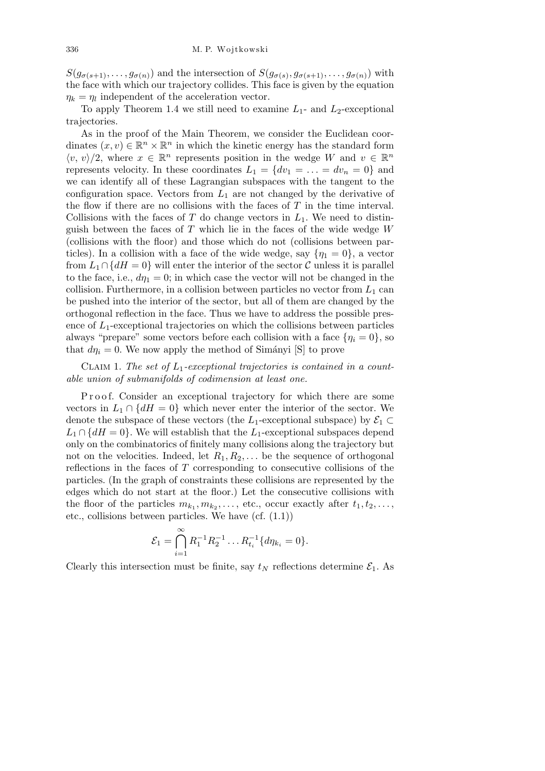$S(g_{\sigma(s+1)}, \ldots, g_{\sigma(n)})$ and the intersection of $S(g_{\sigma(s)}, g_{\sigma(s+1)}, \ldots, g_{\sigma(n)})$ with the face with which our trajectory collides. This face is given by the equation $\eta_k = \eta_l$ independent of the acceleration vector.

To apply Theorem 1.4 we still need to examine $L_1$- and $L_2$-exceptional trajectories.

As in the proof of the Main Theorem, we consider the Euclidean coordinates $(x, v) \in \mathbb{R}^n \times \mathbb{R}^n$ in which the kinetic energy has the standard form $\langle v, v\rangle/2$, where $x \in \mathbb{R}^n$ represents position in the wedge $W$ and $v \in \mathbb{R}^n$ represents velocity. In these coordinates $L_1 = \{dv_1 = \ldots = dv_n = 0\}$ and we can identify all of these Lagrangian subspaces with the tangent to the configuration space. Vectors from $L_1$ are not changed by the derivative of the flow if there are no collisions with the faces of $T$ in the time interval. Collisions with the faces of $T$ do change vectors in $L_1$. We need to distinguish between the faces of $T$ which lie in the faces of the wide wedge $W$ (collisions with the floor) and those which do not (collisions between particles). In a collision with a face of the wide wedge, say $\{\eta_1 = 0\}$, a vector from $L_1 \cap \{dH = 0\}$ will enter the interior of the sector $\mathcal{C}$ unless it is parallel to the face, i.e., $d\eta_1 = 0$; in which case the vector will not be changed in the collision. Furthermore, in a collision between particles no vector from $L_1$ can be pushed into the interior of the sector, but all of them are changed by the orthogonal reflection in the face. Thus we have to address the possible presence of $L_1$-exceptional trajectories on which the collisions between particles always "prepare" some vectors before each collision with a face $\{\eta_i = 0\}$, so that $d\eta_i = 0$. We now apply the method of Simányi [S] to prove

Claim 1. *The set of $L_1$-exceptional trajectories is contained in a countable union of submanifolds of codimension at least one.*

Proof. Consider an exceptional trajectory for which there are some vectors in $L_1 \cap \{dH = 0\}$ which never enter the interior of the sector. We denote the subspace of these vectors (the $L_1$-exceptional subspace) by $\mathcal{E}_1 \subset L_1 \cap \{dH = 0\}$. We will establish that the $L_1$-exceptional subspaces depend only on the combinatorics of finitely many collisions along the trajectory but not on the velocities. Indeed, let $R_1, R_2, \ldots$ be the sequence of orthogonal reflections in the faces of $T$ corresponding to consecutive collisions of the particles. (In the graph of constraints these collisions are represented by the edges which do not start at the floor.) Let the consecutive collisions with the floor of the particles $m_{k_1}, m_{k_2}, \ldots$, etc., occur exactly after $t_1, t_2, \ldots$, etc., collisions between particles. We have (cf. (1.1))

$$\mathcal{E}_1 = \bigcap_{i=1}^{\infty} R_1^{-1} R_2^{-1} \ldots R_{t_i}^{-1} \{d\eta_{k_i} = 0\}.$$

Clearly this intersection must be finite, say $t_N$ reflections determine $\mathcal{E}_1$. As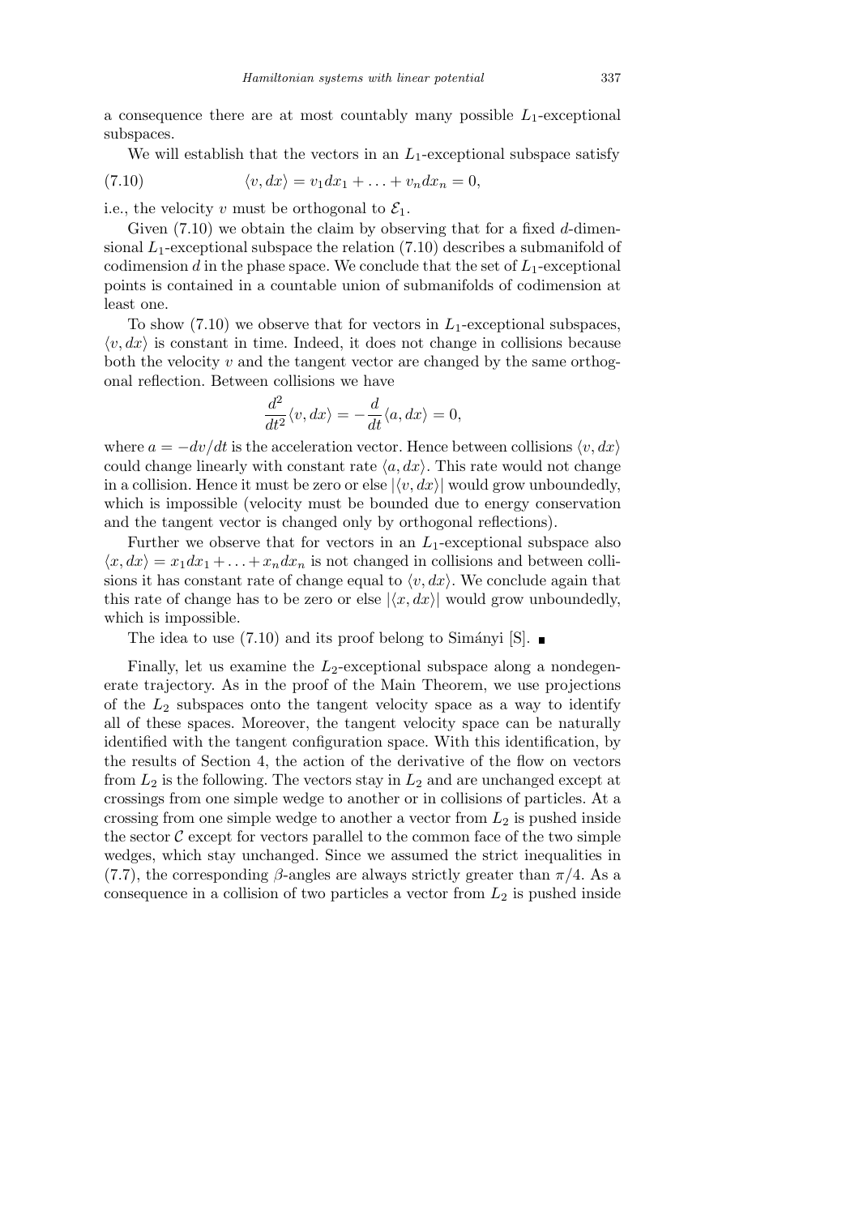a consequence there are at most countably many possible $L_1$-exceptional subspaces.

We will establish that the vectors in an $L_1$-exceptional subspace satisfy

$$\langle v, dx\rangle = v_1 dx_1 + \ldots + v_n dx_n = 0, \tag{7.10}$$

i.e., the velocity $v$ must be orthogonal to $\mathcal{E}_1$.

Given (7.10) we obtain the claim by observing that for a fixed $d$-dimensional $L_1$-exceptional subspace the relation (7.10) describes a submanifold of codimension $d$ in the phase space. We conclude that the set of $L_1$-exceptional points is contained in a countable union of submanifolds of codimension at least one.

To show (7.10) we observe that for vectors in $L_1$-exceptional subspaces, $\langle v, dx\rangle$ is constant in time. Indeed, it does not change in collisions because both the velocity $v$ and the tangent vector are changed by the same orthogonal reflection. Between collisions we have

$$\frac{d^2}{dt^2}\langle v, dx\rangle = -\frac{d}{dt}\langle a, dx\rangle = 0,$$

where $a = -dv/dt$ is the acceleration vector. Hence between collisions $\langle v, dx\rangle$ could change linearly with constant rate $\langle a, dx\rangle$. This rate would not change in a collision. Hence it must be zero or else $|\langle v, dx\rangle|$ would grow unboundedly, which is impossible (velocity must be bounded due to energy conservation and the tangent vector is changed only by orthogonal reflections).

Further we observe that for vectors in an $L_1$-exceptional subspace also $\langle x, dx\rangle = x_1 dx_1 + \ldots + x_n dx_n$ is not changed in collisions and between collisions it has constant rate of change equal to $\langle v, dx\rangle$. We conclude again that this rate of change has to be zero or else $|\langle x, dx\rangle|$ would grow unboundedly, which is impossible.

The idea to use (7.10) and its proof belong to Simányi [S]. ∎

Finally, let us examine the $L_2$-exceptional subspace along a nondegenerate trajectory. As in the proof of the Main Theorem, we use projections of the $L_2$ subspaces onto the tangent velocity space as a way to identify all of these spaces. Moreover, the tangent velocity space can be naturally identified with the tangent configuration space. With this identification, by the results of Section 4, the action of the derivative of the flow on vectors from $L_2$ is the following. The vectors stay in $L_2$ and are unchanged except at crossings from one simple wedge to another or in collisions of particles. At a crossing from one simple wedge to another a vector from $L_2$ is pushed inside the sector $\mathcal{C}$ except for vectors parallel to the common face of the two simple wedges, which stay unchanged. Since we assumed the strict inequalities in (7.7), the corresponding $\beta$-angles are always strictly greater than $\pi/4$. As a consequence in a collision of two particles a vector from $L_2$ is pushed inside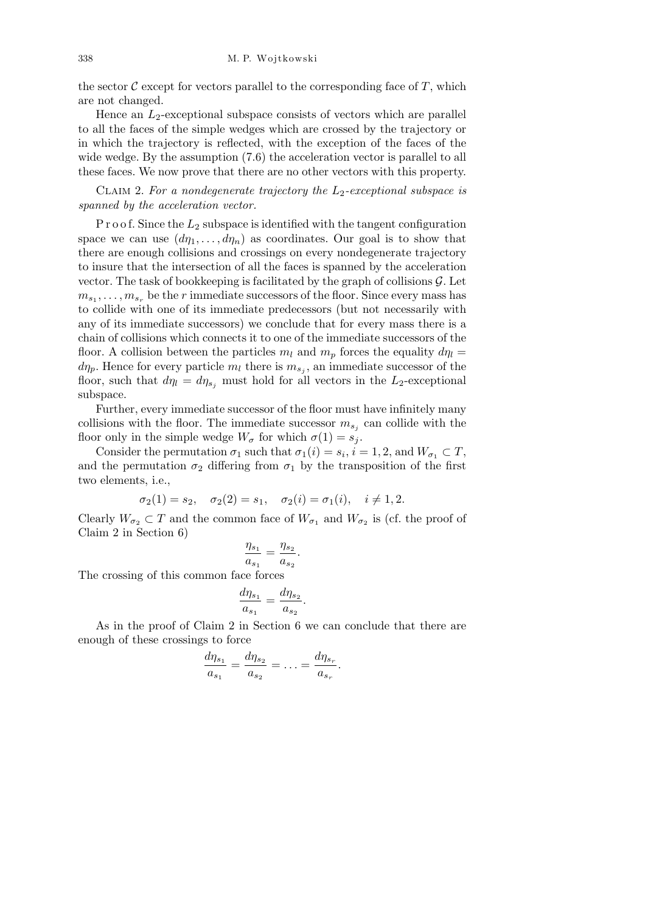the sector $\mathcal{C}$ except for vectors parallel to the corresponding face of $T$, which are not changed.

Hence an $L_2$-exceptional subspace consists of vectors which are parallel to all the faces of the simple wedges which are crossed by the trajectory or in which the trajectory is reflected, with the exception of the faces of the wide wedge. By the assumption (7.6) the acceleration vector is parallel to all these faces. We now prove that there are no other vectors with this property.

Claim 2. *For a nondegenerate trajectory the $L_2$-exceptional subspace is spanned by the acceleration vector.*

Proof. Since the $L_2$ subspace is identified with the tangent configuration space we can use $(d\eta_1, \ldots, d\eta_n)$ as coordinates. Our goal is to show that there are enough collisions and crossings on every nondegenerate trajectory to insure that the intersection of all the faces is spanned by the acceleration vector. The task of bookkeeping is facilitated by the graph of collisions $\mathcal{G}$. Let $m_{s_1}, \ldots, m_{s_r}$ be the $r$ immediate successors of the floor. Since every mass has to collide with one of its immediate predecessors (but not necessarily with any of its immediate successors) we conclude that for every mass there is a chain of collisions which connects it to one of the immediate successors of the floor. A collision between the particles $m_l$ and $m_p$ forces the equality $d\eta_l = d\eta_p$. Hence for every particle $m_l$ there is $m_{s_j}$, an immediate successor of the floor, such that $d\eta_l = d\eta_{s_j}$ must hold for all vectors in the $L_2$-exceptional subspace.

Further, every immediate successor of the floor must have infinitely many collisions with the floor. The immediate successor $m_{s_j}$ can collide with the floor only in the simple wedge $W_\sigma$ for which $\sigma(1) = s_j$.

Consider the permutation $\sigma_1$ such that $\sigma_1(i) = s_i$, $i = 1, 2$, and $W_{\sigma_1} \subset T$, and the permutation $\sigma_2$ differing from $\sigma_1$ by the transposition of the first two elements, i.e.,

$$\sigma_2(1) = s_2, \quad \sigma_2(2) = s_1, \quad \sigma_2(i) = \sigma_1(i), \quad i \neq 1, 2.$$

Clearly $W_{\sigma_2} \subset T$ and the common face of $W_{\sigma_1}$ and $W_{\sigma_2}$ is (cf. the proof of Claim 2 in Section 6)

$$\frac{\eta_{s_1}}{a_{s_1}} = \frac{\eta_{s_2}}{a_{s_2}}.$$

The crossing of this common face forces

$$\frac{d\eta_{s_1}}{a_{s_1}} = \frac{d\eta_{s_2}}{a_{s_2}}.$$

As in the proof of Claim 2 in Section 6 we can conclude that there are enough of these crossings to force

$$\frac{d\eta_{s_1}}{a_{s_1}} = \frac{d\eta_{s_2}}{a_{s_2}} = \ldots = \frac{d\eta_{s_r}}{a_{s_r}}.$$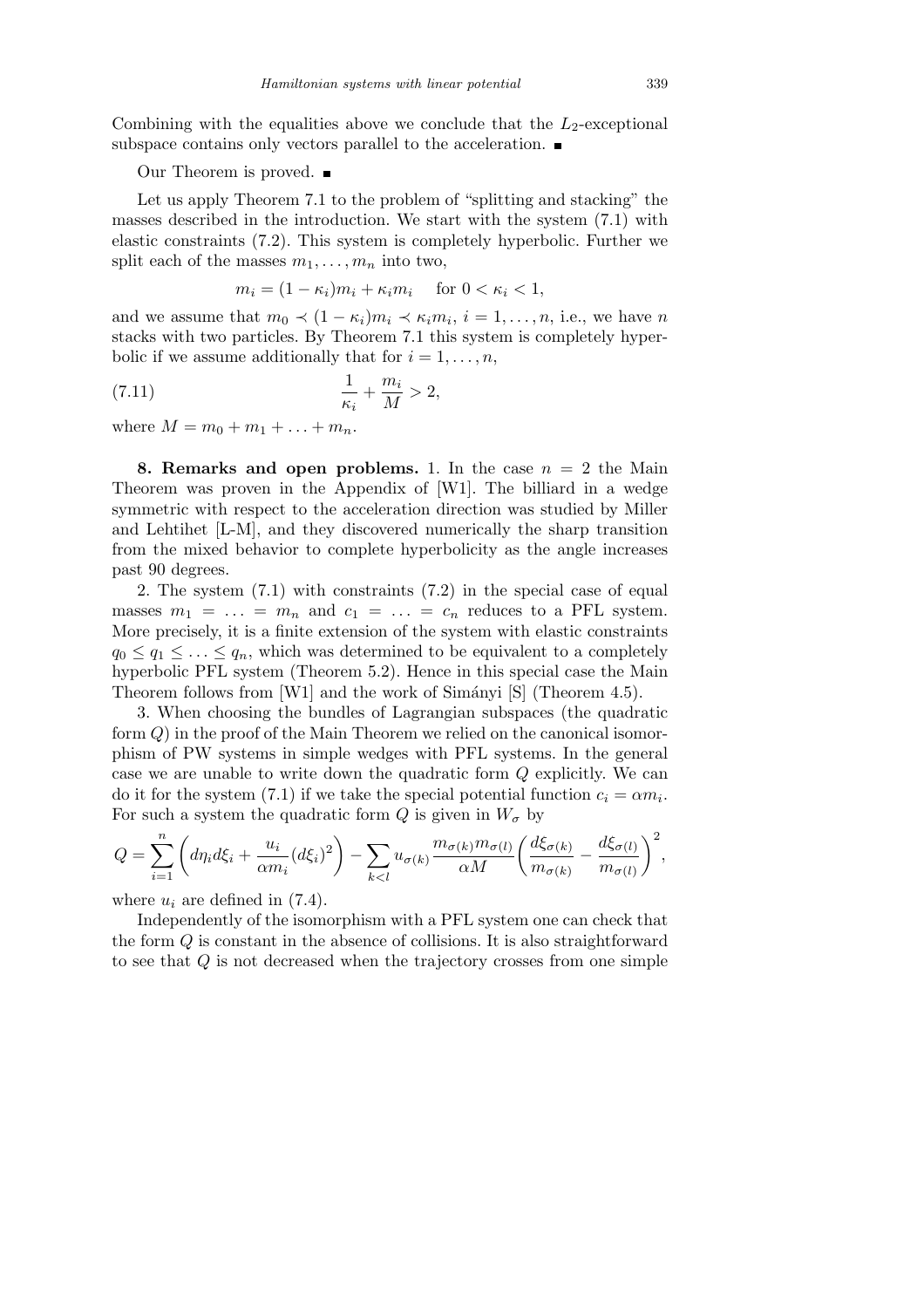Combining with the equalities above we conclude that the $L_2$-exceptional subspace contains only vectors parallel to the acceleration. ■

Our Theorem is proved. ■

Let us apply Theorem 7.1 to the problem of "splitting and stacking" the masses described in the introduction. We start with the system (7.1) with elastic constraints (7.2). This system is completely hyperbolic. Further we split each of the masses $m_1, \ldots, m_n$ into two,

$$m_i = (1-\kappa_i)m_i + \kappa_i m_i \quad \text{for } 0 < \kappa_i < 1,$$

and we assume that $m_0 \prec (1-\kappa_i)m_i \prec \kappa_i m_i$, $i = 1, \ldots, n$, i.e., we have $n$ stacks with two particles. By Theorem 7.1 this system is completely hyperbolic if we assume additionally that for $i = 1, \ldots, n$,

$$\frac{1}{\kappa_i} + \frac{m_i}{M} > 2, \tag{7.11}$$

where $M = m_0 + m_1 + \ldots + m_n$.

## 8. Remarks and open problems.

1. In the case $n = 2$ the Main Theorem was proven in the Appendix of [W1]. The billiard in a wedge symmetric with respect to the acceleration direction was studied by Miller and Lehtihet [L-M], and they discovered numerically the sharp transition from the mixed behavior to complete hyperbolicity as the angle increases past 90 degrees.

2. The system (7.1) with constraints (7.2) in the special case of equal masses $m_1 = \ldots = m_n$ and $c_1 = \ldots = c_n$ reduces to a PFL system. More precisely, it is a finite extension of the system with elastic constraints $q_0 \le q_1 \le \ldots \le q_n$, which was determined to be equivalent to a completely hyperbolic PFL system (Theorem 5.2). Hence in this special case the Main Theorem follows from [W1] and the work of Simányi [S] (Theorem 4.5).

3. When choosing the bundles of Lagrangian subspaces (the quadratic form $Q$) in the proof of the Main Theorem we relied on the canonical isomorphism of PW systems in simple wedges with PFL systems. In the general case we are unable to write down the quadratic form $Q$ explicitly. We can do it for the system (7.1) if we take the special potential function $c_i = \alpha m_i$. For such a system the quadratic form $Q$ is given in $W_\sigma$ by

$$Q = \sum_{i=1}^{n}\left(d\eta_i d\xi_i + \frac{u_i}{\alpha m_i}(d\xi_i)^2\right) - \sum_{k<l} u_{\sigma(k)}\frac{m_{\sigma(k)}m_{\sigma(l)}}{\alpha M}\left(\frac{d\xi_{\sigma(k)}}{m_{\sigma(k)}} - \frac{d\xi_{\sigma(l)}}{m_{\sigma(l)}}\right)^2,$$

where $u_i$ are defined in (7.4).

Independently of the isomorphism with a PFL system one can check that the form $Q$ is constant in the absence of collisions. It is also straightforward to see that $Q$ is not decreased when the trajectory crosses from one simple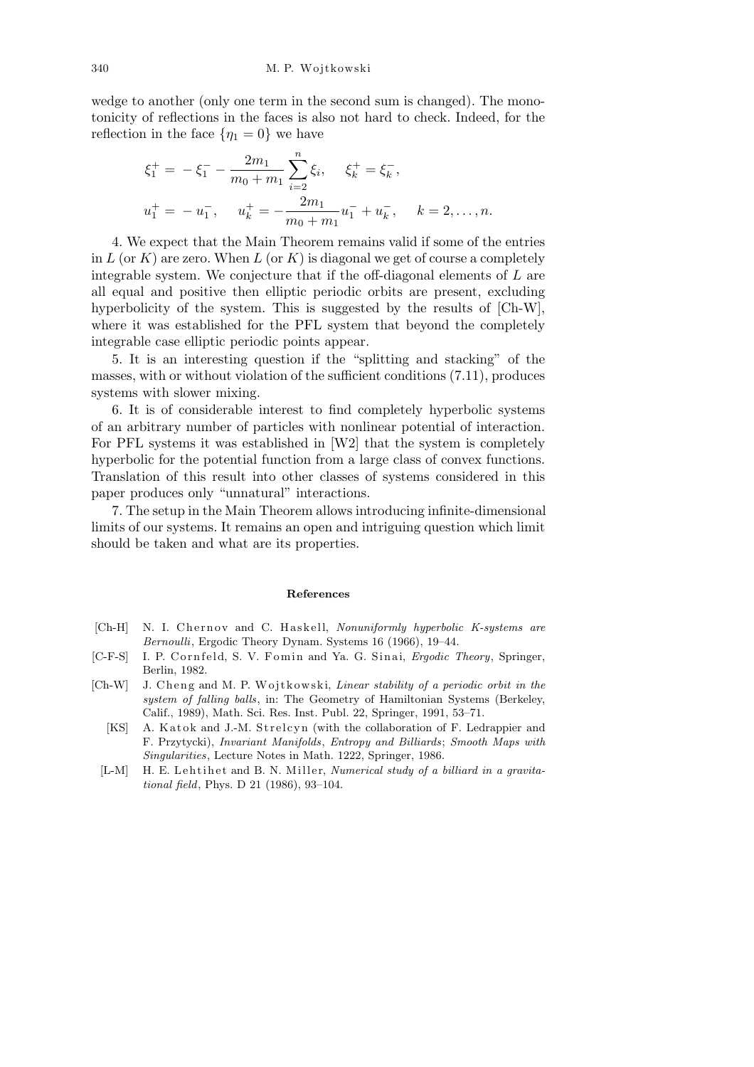wedge to another (only one term in the second sum is changed). The monotonicity of reflections in the faces is also not hard to check. Indeed, for the reflection in the face $\{\eta_1 = 0\}$ we have

$$
\begin{aligned}
\xi_1^+ &= -\xi_1^- - \frac{2m_1}{m_0+m_1}\sum_{i=2}^{n}\xi_i, \qquad \xi_k^+ = \xi_k^-, \\
u_1^+ &= -u_1^-, \qquad u_k^+ = -\frac{2m_1}{m_0+m_1}u_1^- + u_k^-, \qquad k = 2,\ldots,n.
\end{aligned}
$$

4. We expect that the Main Theorem remains valid if some of the entries in $L$ (or $K$) are zero. When $L$ (or $K$) is diagonal we get of course a completely integrable system. We conjecture that if the off-diagonal elements of $L$ are all equal and positive then elliptic periodic orbits are present, excluding hyperbolicity of the system. This is suggested by the results of [Ch-W], where it was established for the PFL system that beyond the completely integrable case elliptic periodic points appear.

5. It is an interesting question if the "splitting and stacking" of the masses, with or without violation of the sufficient conditions (7.11), produces systems with slower mixing.

6. It is of considerable interest to find completely hyperbolic systems of an arbitrary number of particles with nonlinear potential of interaction. For PFL systems it was established in [W2] that the system is completely hyperbolic for the potential function from a large class of convex functions. Translation of this result into other classes of systems considered in this paper produces only "unnatural" interactions.

7. The setup in the Main Theorem allows introducing infinite-dimensional limits of our systems. It remains an open and intriguing question which limit should be taken and what are its properties.

#### References

- [Ch-H] N. I. Chernov and C. Haskell, *Nonuniformly hyperbolic K-systems are Bernoulli*, Ergodic Theory Dynam. Systems 16 (1966), 19–44.
- [C-F-S] I. P. Cornfeld, S. V. Fomin and Ya. G. Sinai, *Ergodic Theory*, Springer, Berlin, 1982.
- [Ch-W] J. Cheng and M. P. Wojtkowski, *Linear stability of a periodic orbit in the system of falling balls*, in: The Geometry of Hamiltonian Systems (Berkeley, Calif., 1989), Math. Sci. Res. Inst. Publ. 22, Springer, 1991, 53–71.
- [KS] A. Katok and J.-M. Strelcyn (with the collaboration of F. Ledrappier and F. Przytycki), *Invariant Manifolds*, *Entropy and Billiards*; *Smooth Maps with Singularities*, Lecture Notes in Math. 1222, Springer, 1986.
- [L-M] H. E. Lehtihet and B. N. Miller, *Numerical study of a billiard in a gravitational field*, Phys. D 21 (1986), 93–104.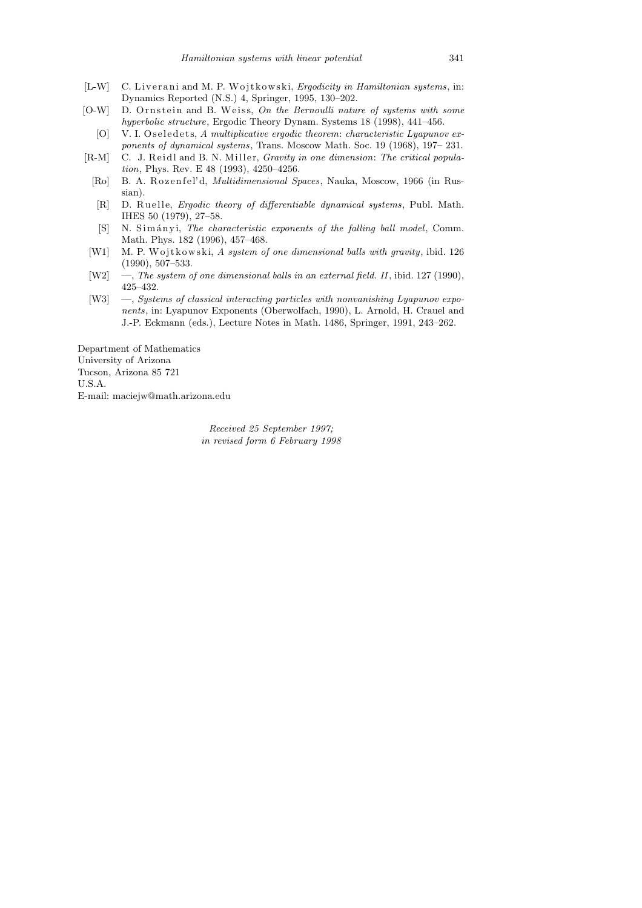[L-W] C. Liverani and M. P. Wojtkowski, *Ergodicity in Hamiltonian systems*, in: Dynamics Reported (N.S.) 4, Springer, 1995, 130–202.

[O-W] D. Ornstein and B. Weiss, *On the Bernoulli nature of systems with some hyperbolic structure*, Ergodic Theory Dynam. Systems 18 (1998), 441–456.

[O] V. I. Oseledets, *A multiplicative ergodic theorem: characteristic Lyapunov exponents of dynamical systems*, Trans. Moscow Math. Soc. 19 (1968), 197– 231.

[R-M] C. J. Reidl and B. N. Miller, *Gravity in one dimension: The critical population*, Phys. Rev. E 48 (1993), 4250–4256.

[Ro] B. A. Rozenfel'd, *Multidimensional Spaces*, Nauka, Moscow, 1966 (in Russian).

[R] D. Ruelle, *Ergodic theory of differentiable dynamical systems*, Publ. Math. IHES 50 (1979), 27–58.

[S] N. Simányi, *The characteristic exponents of the falling ball model*, Comm. Math. Phys. 182 (1996), 457–468.

[W1] M. P. Wojtkowski, *A system of one dimensional balls with gravity*, ibid. 126 (1990), 507–533.

[W2] —, *The system of one dimensional balls in an external field. II*, ibid. 127 (1990), 425–432.

[W3] —, *Systems of classical interacting particles with nonvanishing Lyapunov exponents*, in: Lyapunov Exponents (Oberwolfach, 1990), L. Arnold, H. Crauel and J.-P. Eckmann (eds.), Lecture Notes in Math. 1486, Springer, 1991, 243–262.

Department of Mathematics
University of Arizona
Tucson, Arizona 85 721
U.S.A.
E-mail: maciejw@math.arizona.edu

*Received 25 September 1997;*
*in revised form 6 February 1998*